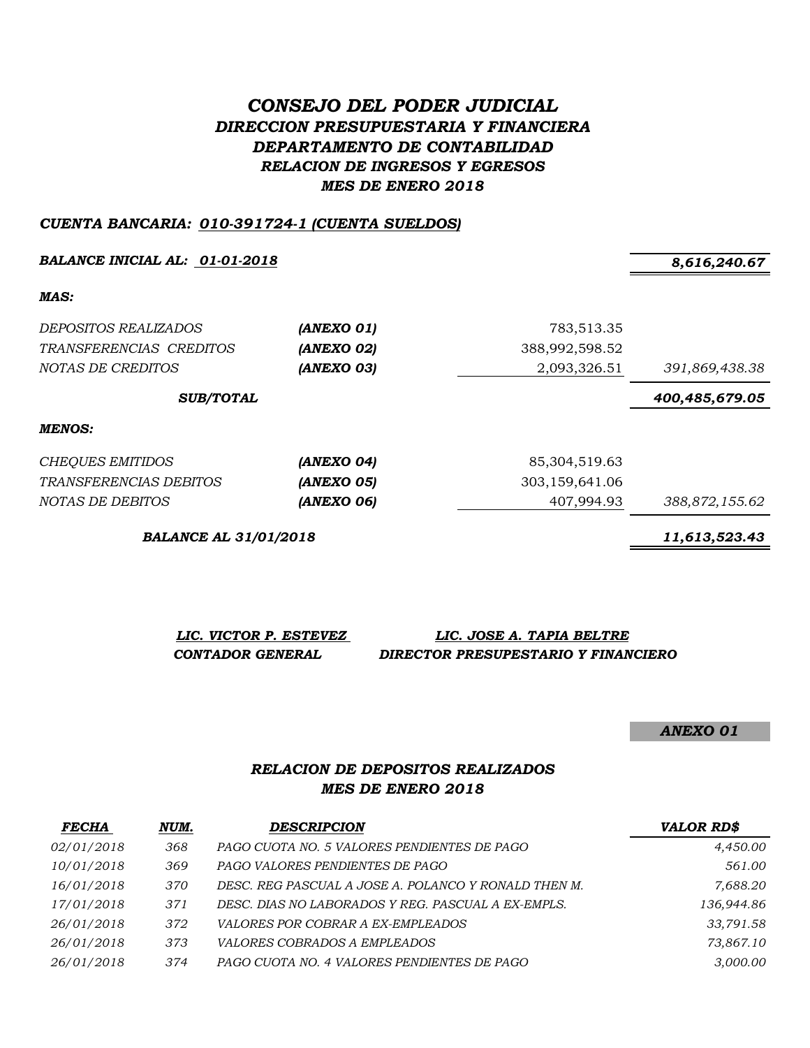# *CONSEJO DEL PODER JUDICIAL*

## *DIRECCION PRESUPUESTARIA Y FINANCIERA*

## *DEPARTAMENTO DE CONTABILIDAD*

### *RELACION DE INGRESOS Y EGRESOS*

### *MES DE ENERO 2018*

***CUENTA BANCARIA: 010-391724-1 (CUENTA SUELDOS)***

| | | | |
|---|---|---|---|
| ***BALANCE INICIAL AL: 01-01-2018*** | | | ***8,616,240.67*** |
| ***MAS:*** | | | |
| *DEPOSITOS REALIZADOS* | ***(ANEXO 01)*** | 783,513.35 | |
| *TRANSFERENCIAS CREDITOS* | ***(ANEXO 02)*** | 388,992,598.52 | |
| *NOTAS DE CREDITOS* | ***(ANEXO 03)*** | 2,093,326.51 | *391,869,438.38* |
| ***SUB/TOTAL*** | | | ***400,485,679.05*** |
| ***MENOS:*** | | | |
| *CHEQUES EMITIDOS* | ***(ANEXO 04)*** | 85,304,519.63 | |
| *TRANSFERENCIAS DEBITOS* | ***(ANEXO 05)*** | 303,159,641.06 | |
| *NOTAS DE DEBITOS* | ***(ANEXO 06)*** | 407,994.93 | *388,872,155.62* |
| ***BALANCE AL 31/01/2018*** | | | ***11,613,523.43*** |

***LIC. VICTOR P. ESTEVEZ***
***CONTADOR GENERAL***

***LIC. JOSE A. TAPIA BELTRE***
***DIRECTOR PRESUPESTARIO Y FINANCIERO***

***ANEXO 01***

### *RELACION DE DEPOSITOS REALIZADOS*
### *MES DE ENERO 2018*

| ***FECHA*** | ***NUM.*** | ***DESCRIPCION*** | ***VALOR RD$*** |
|---|---|---|---|
| *02/01/2018* | *368* | *PAGO CUOTA NO. 5 VALORES PENDIENTES DE PAGO* | *4,450.00* |
| *10/01/2018* | *369* | *PAGO VALORES PENDIENTES DE PAGO* | *561.00* |
| *16/01/2018* | *370* | *DESC. REG PASCUAL A JOSE A. POLANCO Y RONALD THEN M.* | *7,688.20* |
| *17/01/2018* | *371* | *DESC. DIAS NO LABORADOS Y REG. PASCUAL A EX-EMPLS.* | *136,944.86* |
| *26/01/2018* | *372* | *VALORES POR COBRAR A EX-EMPLEADOS* | *33,791.58* |
| *26/01/2018* | *373* | *VALORES COBRADOS A EMPLEADOS* | *73,867.10* |
| *26/01/2018* | *374* | *PAGO CUOTA NO. 4 VALORES PENDIENTES DE PAGO* | *3,000.00* |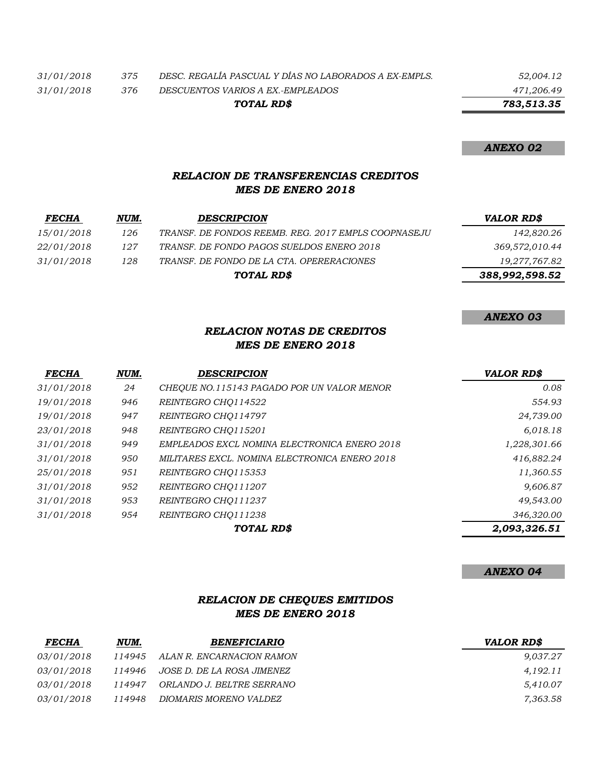| | | | |
|---|---|---|---|
| 31/01/2018 | 375 | DESC. REGALÍA PASCUAL Y DÍAS NO LABORADOS A EX-EMPLS. | 52,004.12 |
| 31/01/2018 | 376 | DESCUENTOS VARIOS A EX.-EMPLEADOS | 471,206.49 |
| | | **TOTAL RD$** | **783,513.35** |

**ANEXO 02**

### RELACION DE TRANSFERENCIAS CREDITOS
### MES DE ENERO 2018

| FECHA | NUM. | DESCRIPCION | VALOR RD$ |
|---|---|---|---|
| 15/01/2018 | 126 | TRANSF. DE FONDOS REEMB. REG. 2017 EMPLS COOPNASEJU | 142,820.26 |
| 22/01/2018 | 127 | TRANSF. DE FONDO PAGOS SUELDOS ENERO 2018 | 369,572,010.44 |
| 31/01/2018 | 128 | TRANSF. DE FONDO DE LA CTA. OPERERACIONES | 19,277,767.82 |
| | | **TOTAL RD$** | **388,992,598.52** |

**ANEXO 03**

### RELACION NOTAS DE CREDITOS
### MES DE ENERO 2018

| FECHA | NUM. | DESCRIPCION | VALOR RD$ |
|---|---|---|---|
| 31/01/2018 | 24 | CHEQUE NO.115143 PAGADO POR UN VALOR MENOR | 0.08 |
| 19/01/2018 | 946 | REINTEGRO CHQ114522 | 554.93 |
| 19/01/2018 | 947 | REINTEGRO CHQ114797 | 24,739.00 |
| 23/01/2018 | 948 | REINTEGRO CHQ115201 | 6,018.18 |
| 31/01/2018 | 949 | EMPLEADOS EXCL NOMINA ELECTRONICA ENERO 2018 | 1,228,301.66 |
| 31/01/2018 | 950 | MILITARES EXCL. NOMINA ELECTRONICA ENERO 2018 | 416,882.24 |
| 25/01/2018 | 951 | REINTEGRO CHQ115353 | 11,360.55 |
| 31/01/2018 | 952 | REINTEGRO CHQ111207 | 9,606.87 |
| 31/01/2018 | 953 | REINTEGRO CHQ111237 | 49,543.00 |
| 31/01/2018 | 954 | REINTEGRO CHQ111238 | 346,320.00 |
| | | **TOTAL RD$** | **2,093,326.51** |

**ANEXO 04**

### RELACION DE CHEQUES EMITIDOS
### MES DE ENERO 2018

| FECHA | NUM. | BENEFICIARIO | VALOR RD$ |
|---|---|---|---|
| 03/01/2018 | 114945 | ALAN R. ENCARNACION RAMON | 9,037.27 |
| 03/01/2018 | 114946 | JOSE D. DE LA ROSA JIMENEZ | 4,192.11 |
| 03/01/2018 | 114947 | ORLANDO J. BELTRE SERRANO | 5,410.07 |
| 03/01/2018 | 114948 | DIOMARIS MORENO VALDEZ | 7,363.58 |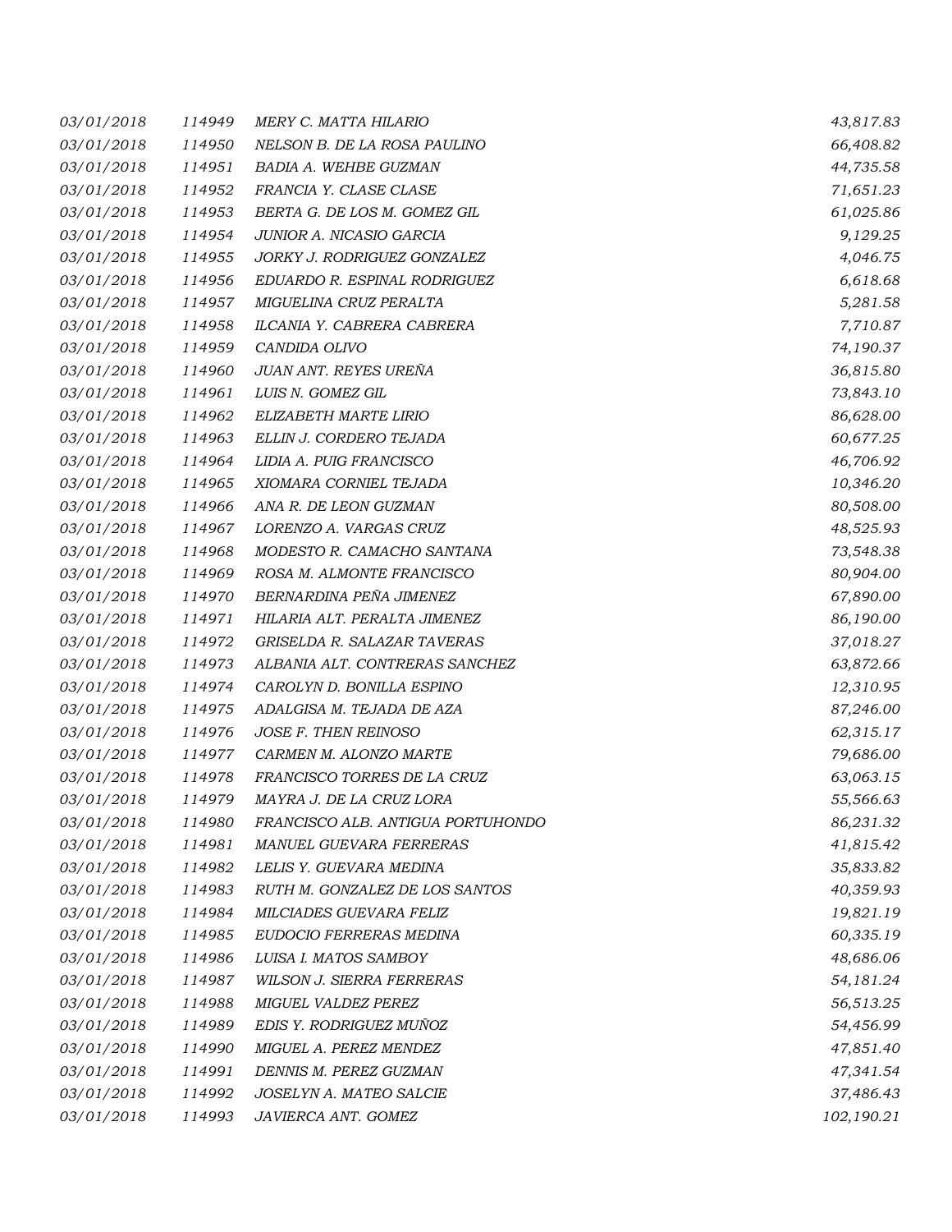| | | | |
|---|---|---|---|
| 03/01/2018 | 114949 | MERY C. MATTA HILARIO | 43,817.83 |
| 03/01/2018 | 114950 | NELSON B. DE LA ROSA PAULINO | 66,408.82 |
| 03/01/2018 | 114951 | BADIA A. WEHBE GUZMAN | 44,735.58 |
| 03/01/2018 | 114952 | FRANCIA Y. CLASE CLASE | 71,651.23 |
| 03/01/2018 | 114953 | BERTA G. DE LOS M. GOMEZ GIL | 61,025.86 |
| 03/01/2018 | 114954 | JUNIOR A. NICASIO GARCIA | 9,129.25 |
| 03/01/2018 | 114955 | JORKY J. RODRIGUEZ GONZALEZ | 4,046.75 |
| 03/01/2018 | 114956 | EDUARDO R. ESPINAL RODRIGUEZ | 6,618.68 |
| 03/01/2018 | 114957 | MIGUELINA CRUZ PERALTA | 5,281.58 |
| 03/01/2018 | 114958 | ILCANIA Y. CABRERA CABRERA | 7,710.87 |
| 03/01/2018 | 114959 | CANDIDA OLIVO | 74,190.37 |
| 03/01/2018 | 114960 | JUAN ANT. REYES UREÑA | 36,815.80 |
| 03/01/2018 | 114961 | LUIS N. GOMEZ GIL | 73,843.10 |
| 03/01/2018 | 114962 | ELIZABETH MARTE LIRIO | 86,628.00 |
| 03/01/2018 | 114963 | ELLIN J. CORDERO TEJADA | 60,677.25 |
| 03/01/2018 | 114964 | LIDIA A. PUIG FRANCISCO | 46,706.92 |
| 03/01/2018 | 114965 | XIOMARA CORNIEL TEJADA | 10,346.20 |
| 03/01/2018 | 114966 | ANA R. DE LEON GUZMAN | 80,508.00 |
| 03/01/2018 | 114967 | LORENZO A. VARGAS CRUZ | 48,525.93 |
| 03/01/2018 | 114968 | MODESTO R. CAMACHO SANTANA | 73,548.38 |
| 03/01/2018 | 114969 | ROSA M. ALMONTE FRANCISCO | 80,904.00 |
| 03/01/2018 | 114970 | BERNARDINA PEÑA JIMENEZ | 67,890.00 |
| 03/01/2018 | 114971 | HILARIA ALT. PERALTA JIMENEZ | 86,190.00 |
| 03/01/2018 | 114972 | GRISELDA R. SALAZAR TAVERAS | 37,018.27 |
| 03/01/2018 | 114973 | ALBANIA ALT. CONTRERAS SANCHEZ | 63,872.66 |
| 03/01/2018 | 114974 | CAROLYN D. BONILLA ESPINO | 12,310.95 |
| 03/01/2018 | 114975 | ADALGISA M. TEJADA DE AZA | 87,246.00 |
| 03/01/2018 | 114976 | JOSE F. THEN REINOSO | 62,315.17 |
| 03/01/2018 | 114977 | CARMEN M. ALONZO MARTE | 79,686.00 |
| 03/01/2018 | 114978 | FRANCISCO TORRES DE LA CRUZ | 63,063.15 |
| 03/01/2018 | 114979 | MAYRA J. DE LA CRUZ LORA | 55,566.63 |
| 03/01/2018 | 114980 | FRANCISCO ALB. ANTIGUA PORTUHONDO | 86,231.32 |
| 03/01/2018 | 114981 | MANUEL GUEVARA FERRERAS | 41,815.42 |
| 03/01/2018 | 114982 | LELIS Y. GUEVARA MEDINA | 35,833.82 |
| 03/01/2018 | 114983 | RUTH M. GONZALEZ DE LOS SANTOS | 40,359.93 |
| 03/01/2018 | 114984 | MILCIADES GUEVARA FELIZ | 19,821.19 |
| 03/01/2018 | 114985 | EUDOCIO FERRERAS MEDINA | 60,335.19 |
| 03/01/2018 | 114986 | LUISA I. MATOS SAMBOY | 48,686.06 |
| 03/01/2018 | 114987 | WILSON J. SIERRA FERRERAS | 54,181.24 |
| 03/01/2018 | 114988 | MIGUEL VALDEZ PEREZ | 56,513.25 |
| 03/01/2018 | 114989 | EDIS Y. RODRIGUEZ MUÑOZ | 54,456.99 |
| 03/01/2018 | 114990 | MIGUEL A. PEREZ MENDEZ | 47,851.40 |
| 03/01/2018 | 114991 | DENNIS M. PEREZ GUZMAN | 47,341.54 |
| 03/01/2018 | 114992 | JOSELYN A. MATEO SALCIE | 37,486.43 |
| 03/01/2018 | 114993 | JAVIERCA ANT. GOMEZ | 102,190.21 |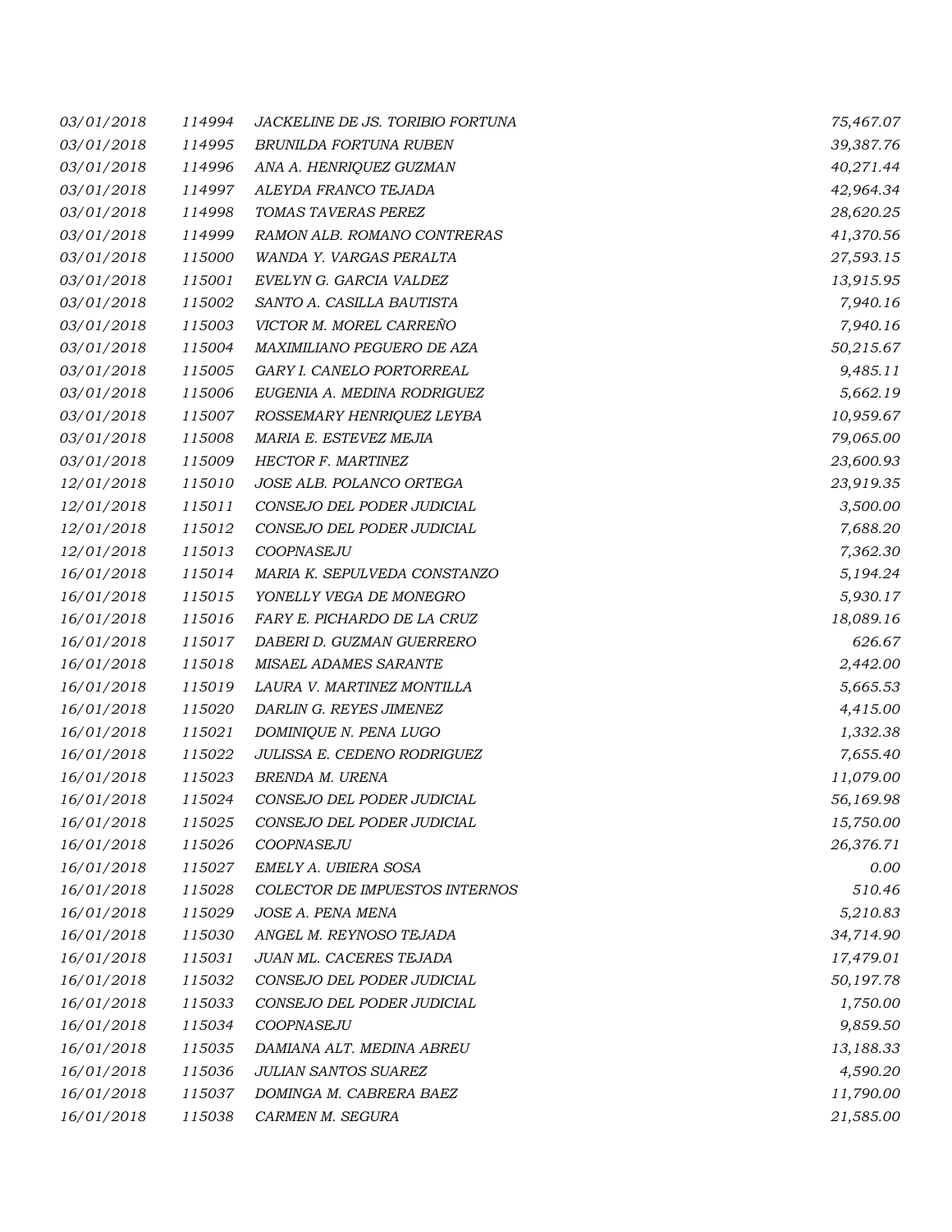| | | | |
|---|---|---|---|
| 03/01/2018 | 114994 | JACKELINE DE JS. TORIBIO FORTUNA | 75,467.07 |
| 03/01/2018 | 114995 | BRUNILDA FORTUNA RUBEN | 39,387.76 |
| 03/01/2018 | 114996 | ANA A. HENRIQUEZ GUZMAN | 40,271.44 |
| 03/01/2018 | 114997 | ALEYDA FRANCO TEJADA | 42,964.34 |
| 03/01/2018 | 114998 | TOMAS TAVERAS PEREZ | 28,620.25 |
| 03/01/2018 | 114999 | RAMON ALB. ROMANO CONTRERAS | 41,370.56 |
| 03/01/2018 | 115000 | WANDA Y. VARGAS PERALTA | 27,593.15 |
| 03/01/2018 | 115001 | EVELYN G. GARCIA VALDEZ | 13,915.95 |
| 03/01/2018 | 115002 | SANTO A. CASILLA BAUTISTA | 7,940.16 |
| 03/01/2018 | 115003 | VICTOR M. MOREL CARREÑO | 7,940.16 |
| 03/01/2018 | 115004 | MAXIMILIANO PEGUERO DE AZA | 50,215.67 |
| 03/01/2018 | 115005 | GARY I. CANELO PORTORREAL | 9,485.11 |
| 03/01/2018 | 115006 | EUGENIA A. MEDINA RODRIGUEZ | 5,662.19 |
| 03/01/2018 | 115007 | ROSSEMARY HENRIQUEZ LEYBA | 10,959.67 |
| 03/01/2018 | 115008 | MARIA E. ESTEVEZ MEJIA | 79,065.00 |
| 03/01/2018 | 115009 | HECTOR F. MARTINEZ | 23,600.93 |
| 12/01/2018 | 115010 | JOSE ALB. POLANCO ORTEGA | 23,919.35 |
| 12/01/2018 | 115011 | CONSEJO DEL PODER JUDICIAL | 3,500.00 |
| 12/01/2018 | 115012 | CONSEJO DEL PODER JUDICIAL | 7,688.20 |
| 12/01/2018 | 115013 | COOPNASEJU | 7,362.30 |
| 16/01/2018 | 115014 | MARIA K. SEPULVEDA CONSTANZO | 5,194.24 |
| 16/01/2018 | 115015 | YONELLY VEGA DE MONEGRO | 5,930.17 |
| 16/01/2018 | 115016 | FARY E. PICHARDO DE LA CRUZ | 18,089.16 |
| 16/01/2018 | 115017 | DABERI D. GUZMAN GUERRERO | 626.67 |
| 16/01/2018 | 115018 | MISAEL ADAMES SARANTE | 2,442.00 |
| 16/01/2018 | 115019 | LAURA V. MARTINEZ MONTILLA | 5,665.53 |
| 16/01/2018 | 115020 | DARLIN G. REYES JIMENEZ | 4,415.00 |
| 16/01/2018 | 115021 | DOMINIQUE N. PENA LUGO | 1,332.38 |
| 16/01/2018 | 115022 | JULISSA E. CEDENO RODRIGUEZ | 7,655.40 |
| 16/01/2018 | 115023 | BRENDA M. URENA | 11,079.00 |
| 16/01/2018 | 115024 | CONSEJO DEL PODER JUDICIAL | 56,169.98 |
| 16/01/2018 | 115025 | CONSEJO DEL PODER JUDICIAL | 15,750.00 |
| 16/01/2018 | 115026 | COOPNASEJU | 26,376.71 |
| 16/01/2018 | 115027 | EMELY A. UBIERA SOSA | 0.00 |
| 16/01/2018 | 115028 | COLECTOR DE IMPUESTOS INTERNOS | 510.46 |
| 16/01/2018 | 115029 | JOSE A. PENA MENA | 5,210.83 |
| 16/01/2018 | 115030 | ANGEL M. REYNOSO TEJADA | 34,714.90 |
| 16/01/2018 | 115031 | JUAN ML. CACERES TEJADA | 17,479.01 |
| 16/01/2018 | 115032 | CONSEJO DEL PODER JUDICIAL | 50,197.78 |
| 16/01/2018 | 115033 | CONSEJO DEL PODER JUDICIAL | 1,750.00 |
| 16/01/2018 | 115034 | COOPNASEJU | 9,859.50 |
| 16/01/2018 | 115035 | DAMIANA ALT. MEDINA ABREU | 13,188.33 |
| 16/01/2018 | 115036 | JULIAN SANTOS SUAREZ | 4,590.20 |
| 16/01/2018 | 115037 | DOMINGA M. CABRERA BAEZ | 11,790.00 |
| 16/01/2018 | 115038 | CARMEN M. SEGURA | 21,585.00 |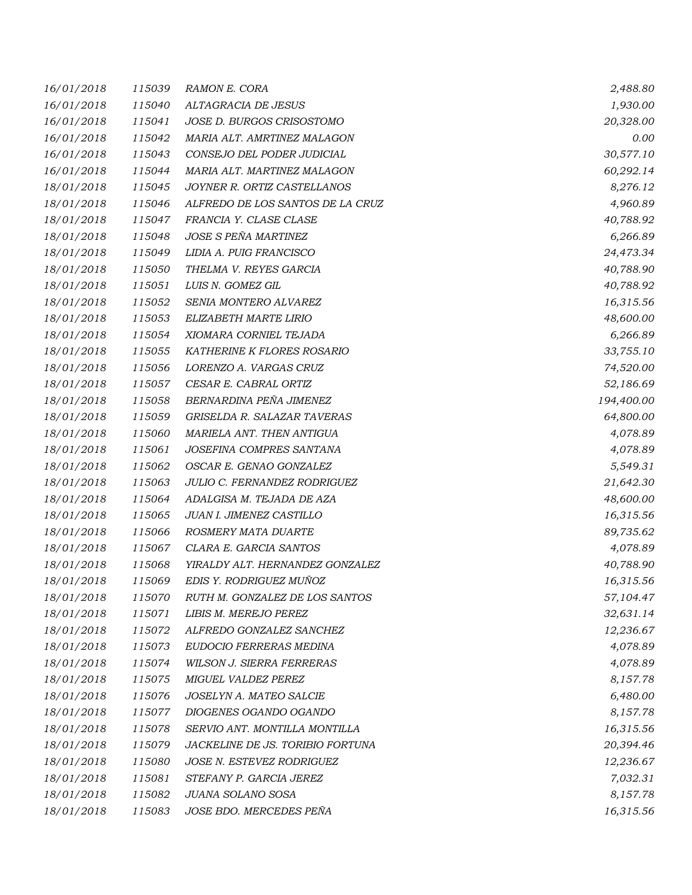| | | | |
|---|---|---|---|
| *16/01/2018* | *115039* | *RAMON E. CORA* | *2,488.80* |
| *16/01/2018* | *115040* | *ALTAGRACIA DE JESUS* | *1,930.00* |
| *16/01/2018* | *115041* | *JOSE D. BURGOS CRISOSTOMO* | *20,328.00* |
| *16/01/2018* | *115042* | *MARIA ALT. AMRTINEZ MALAGON* | *0.00* |
| *16/01/2018* | *115043* | *CONSEJO DEL PODER JUDICIAL* | *30,577.10* |
| *16/01/2018* | *115044* | *MARIA ALT. MARTINEZ MALAGON* | *60,292.14* |
| *18/01/2018* | *115045* | *JOYNER R. ORTIZ CASTELLANOS* | *8,276.12* |
| *18/01/2018* | *115046* | *ALFREDO DE LOS SANTOS DE LA CRUZ* | *4,960.89* |
| *18/01/2018* | *115047* | *FRANCIA Y. CLASE CLASE* | *40,788.92* |
| *18/01/2018* | *115048* | *JOSE S PEÑA MARTINEZ* | *6,266.89* |
| *18/01/2018* | *115049* | *LIDIA A. PUIG FRANCISCO* | *24,473.34* |
| *18/01/2018* | *115050* | *THELMA V. REYES GARCIA* | *40,788.90* |
| *18/01/2018* | *115051* | *LUIS N. GOMEZ GIL* | *40,788.92* |
| *18/01/2018* | *115052* | *SENIA MONTERO ALVAREZ* | *16,315.56* |
| *18/01/2018* | *115053* | *ELIZABETH MARTE LIRIO* | *48,600.00* |
| *18/01/2018* | *115054* | *XIOMARA CORNIEL TEJADA* | *6,266.89* |
| *18/01/2018* | *115055* | *KATHERINE K FLORES ROSARIO* | *33,755.10* |
| *18/01/2018* | *115056* | *LORENZO A. VARGAS CRUZ* | *74,520.00* |
| *18/01/2018* | *115057* | *CESAR E. CABRAL ORTIZ* | *52,186.69* |
| *18/01/2018* | *115058* | *BERNARDINA PEÑA JIMENEZ* | *194,400.00* |
| *18/01/2018* | *115059* | *GRISELDA R. SALAZAR TAVERAS* | *64,800.00* |
| *18/01/2018* | *115060* | *MARIELA ANT. THEN ANTIGUA* | *4,078.89* |
| *18/01/2018* | *115061* | *JOSEFINA COMPRES SANTANA* | *4,078.89* |
| *18/01/2018* | *115062* | *OSCAR E. GENAO GONZALEZ* | *5,549.31* |
| *18/01/2018* | *115063* | *JULIO C. FERNANDEZ RODRIGUEZ* | *21,642.30* |
| *18/01/2018* | *115064* | *ADALGISA M. TEJADA DE AZA* | *48,600.00* |
| *18/01/2018* | *115065* | *JUAN I. JIMENEZ CASTILLO* | *16,315.56* |
| *18/01/2018* | *115066* | *ROSMERY MATA DUARTE* | *89,735.62* |
| *18/01/2018* | *115067* | *CLARA E. GARCIA SANTOS* | *4,078.89* |
| *18/01/2018* | *115068* | *YIRALDY ALT. HERNANDEZ GONZALEZ* | *40,788.90* |
| *18/01/2018* | *115069* | *EDIS Y. RODRIGUEZ MUÑOZ* | *16,315.56* |
| *18/01/2018* | *115070* | *RUTH M. GONZALEZ DE LOS SANTOS* | *57,104.47* |
| *18/01/2018* | *115071* | *LIBIS M. MEREJO PEREZ* | *32,631.14* |
| *18/01/2018* | *115072* | *ALFREDO GONZALEZ SANCHEZ* | *12,236.67* |
| *18/01/2018* | *115073* | *EUDOCIO FERRERAS MEDINA* | *4,078.89* |
| *18/01/2018* | *115074* | *WILSON J. SIERRA FERRERAS* | *4,078.89* |
| *18/01/2018* | *115075* | *MIGUEL VALDEZ PEREZ* | *8,157.78* |
| *18/01/2018* | *115076* | *JOSELYN A. MATEO SALCIE* | *6,480.00* |
| *18/01/2018* | *115077* | *DIOGENES OGANDO OGANDO* | *8,157.78* |
| *18/01/2018* | *115078* | *SERVIO ANT. MONTILLA MONTILLA* | *16,315.56* |
| *18/01/2018* | *115079* | *JACKELINE DE JS. TORIBIO FORTUNA* | *20,394.46* |
| *18/01/2018* | *115080* | *JOSE N. ESTEVEZ RODRIGUEZ* | *12,236.67* |
| *18/01/2018* | *115081* | *STEFANY P. GARCIA JEREZ* | *7,032.31* |
| *18/01/2018* | *115082* | *JUANA SOLANO SOSA* | *8,157.78* |
| *18/01/2018* | *115083* | *JOSE BDO. MERCEDES PEÑA* | *16,315.56* |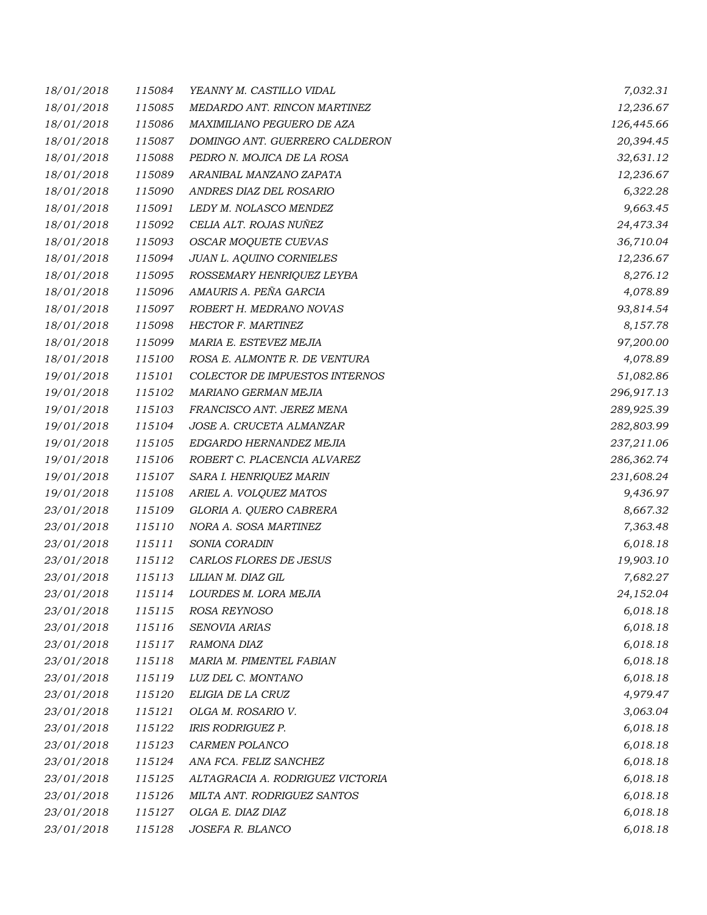| | | | |
|---|---|---|---|
| 18/01/2018 | 115084 | YEANNY M. CASTILLO VIDAL | 7,032.31 |
| 18/01/2018 | 115085 | MEDARDO ANT. RINCON MARTINEZ | 12,236.67 |
| 18/01/2018 | 115086 | MAXIMILIANO PEGUERO DE AZA | 126,445.66 |
| 18/01/2018 | 115087 | DOMINGO ANT. GUERRERO CALDERON | 20,394.45 |
| 18/01/2018 | 115088 | PEDRO N. MOJICA DE LA ROSA | 32,631.12 |
| 18/01/2018 | 115089 | ARANIBAL MANZANO ZAPATA | 12,236.67 |
| 18/01/2018 | 115090 | ANDRES DIAZ DEL ROSARIO | 6,322.28 |
| 18/01/2018 | 115091 | LEDY M. NOLASCO MENDEZ | 9,663.45 |
| 18/01/2018 | 115092 | CELIA ALT. ROJAS NUÑEZ | 24,473.34 |
| 18/01/2018 | 115093 | OSCAR MOQUETE CUEVAS | 36,710.04 |
| 18/01/2018 | 115094 | JUAN L. AQUINO CORNIELES | 12,236.67 |
| 18/01/2018 | 115095 | ROSSEMARY HENRIQUEZ LEYBA | 8,276.12 |
| 18/01/2018 | 115096 | AMAURIS A. PEÑA GARCIA | 4,078.89 |
| 18/01/2018 | 115097 | ROBERT H. MEDRANO NOVAS | 93,814.54 |
| 18/01/2018 | 115098 | HECTOR F. MARTINEZ | 8,157.78 |
| 18/01/2018 | 115099 | MARIA E. ESTEVEZ MEJIA | 97,200.00 |
| 18/01/2018 | 115100 | ROSA E. ALMONTE R. DE VENTURA | 4,078.89 |
| 19/01/2018 | 115101 | COLECTOR DE IMPUESTOS INTERNOS | 51,082.86 |
| 19/01/2018 | 115102 | MARIANO GERMAN MEJIA | 296,917.13 |
| 19/01/2018 | 115103 | FRANCISCO ANT. JEREZ MENA | 289,925.39 |
| 19/01/2018 | 115104 | JOSE A. CRUCETA ALMANZAR | 282,803.99 |
| 19/01/2018 | 115105 | EDGARDO HERNANDEZ MEJIA | 237,211.06 |
| 19/01/2018 | 115106 | ROBERT C. PLACENCIA ALVAREZ | 286,362.74 |
| 19/01/2018 | 115107 | SARA I. HENRIQUEZ MARIN | 231,608.24 |
| 19/01/2018 | 115108 | ARIEL A. VOLQUEZ MATOS | 9,436.97 |
| 23/01/2018 | 115109 | GLORIA A. QUERO CABRERA | 8,667.32 |
| 23/01/2018 | 115110 | NORA A. SOSA MARTINEZ | 7,363.48 |
| 23/01/2018 | 115111 | SONIA CORADIN | 6,018.18 |
| 23/01/2018 | 115112 | CARLOS FLORES DE JESUS | 19,903.10 |
| 23/01/2018 | 115113 | LILIAN M. DIAZ GIL | 7,682.27 |
| 23/01/2018 | 115114 | LOURDES M. LORA MEJIA | 24,152.04 |
| 23/01/2018 | 115115 | ROSA REYNOSO | 6,018.18 |
| 23/01/2018 | 115116 | SENOVIA ARIAS | 6,018.18 |
| 23/01/2018 | 115117 | RAMONA DIAZ | 6,018.18 |
| 23/01/2018 | 115118 | MARIA M. PIMENTEL FABIAN | 6,018.18 |
| 23/01/2018 | 115119 | LUZ DEL C. MONTANO | 6,018.18 |
| 23/01/2018 | 115120 | ELIGIA DE LA CRUZ | 4,979.47 |
| 23/01/2018 | 115121 | OLGA M. ROSARIO V. | 3,063.04 |
| 23/01/2018 | 115122 | IRIS RODRIGUEZ P. | 6,018.18 |
| 23/01/2018 | 115123 | CARMEN POLANCO | 6,018.18 |
| 23/01/2018 | 115124 | ANA FCA. FELIZ SANCHEZ | 6,018.18 |
| 23/01/2018 | 115125 | ALTAGRACIA A. RODRIGUEZ VICTORIA | 6,018.18 |
| 23/01/2018 | 115126 | MILTA ANT. RODRIGUEZ SANTOS | 6,018.18 |
| 23/01/2018 | 115127 | OLGA E. DIAZ DIAZ | 6,018.18 |
| 23/01/2018 | 115128 | JOSEFA R. BLANCO | 6,018.18 |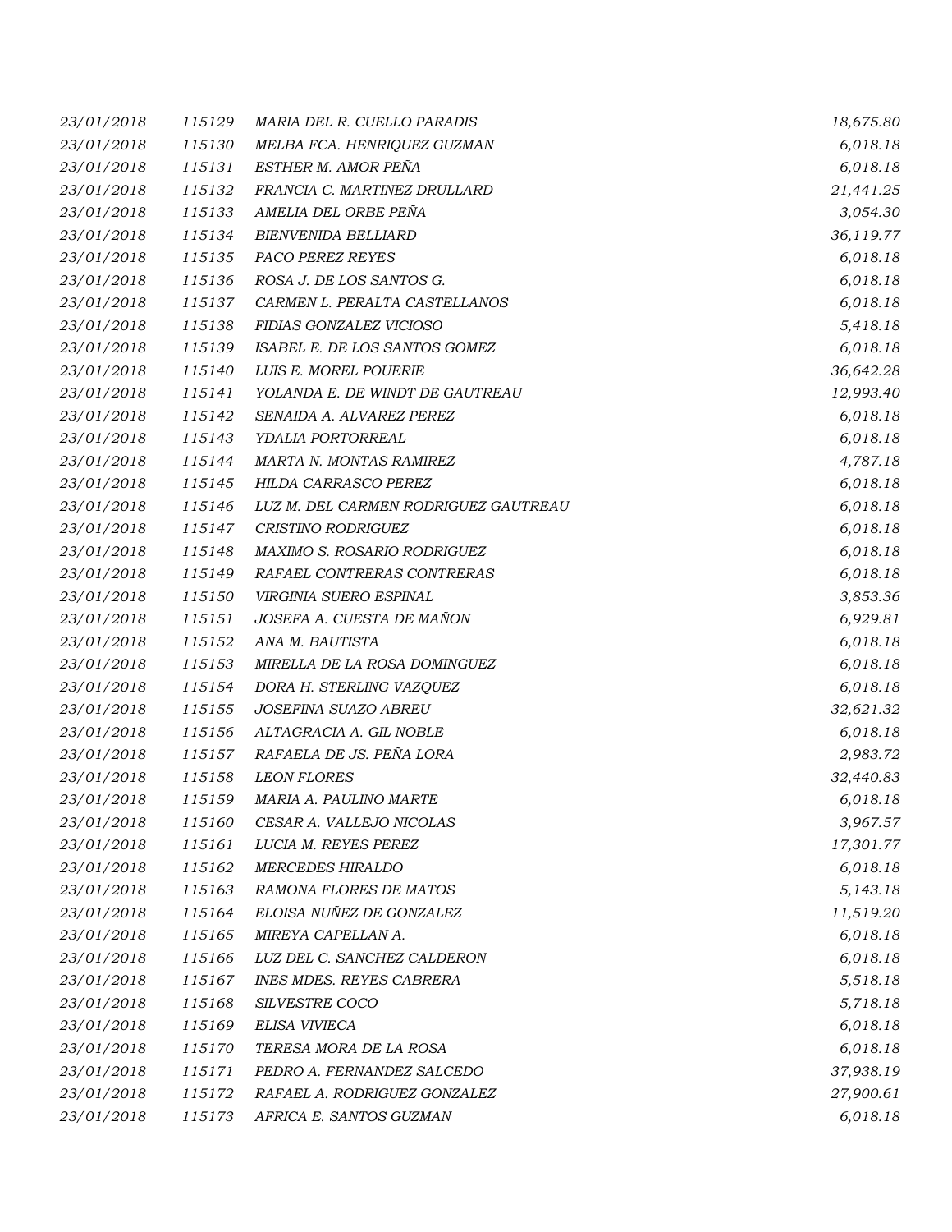| | | | |
|---|---|---|---|
| 23/01/2018 | 115129 | MARIA DEL R. CUELLO PARADIS | 18,675.80 |
| 23/01/2018 | 115130 | MELBA FCA. HENRIQUEZ GUZMAN | 6,018.18 |
| 23/01/2018 | 115131 | ESTHER M. AMOR PEÑA | 6,018.18 |
| 23/01/2018 | 115132 | FRANCIA C. MARTINEZ DRULLARD | 21,441.25 |
| 23/01/2018 | 115133 | AMELIA DEL ORBE PEÑA | 3,054.30 |
| 23/01/2018 | 115134 | BIENVENIDA BELLIARD | 36,119.77 |
| 23/01/2018 | 115135 | PACO PEREZ REYES | 6,018.18 |
| 23/01/2018 | 115136 | ROSA J. DE LOS SANTOS G. | 6,018.18 |
| 23/01/2018 | 115137 | CARMEN L. PERALTA CASTELLANOS | 6,018.18 |
| 23/01/2018 | 115138 | FIDIAS GONZALEZ VICIOSO | 5,418.18 |
| 23/01/2018 | 115139 | ISABEL E. DE LOS SANTOS GOMEZ | 6,018.18 |
| 23/01/2018 | 115140 | LUIS E. MOREL POUERIE | 36,642.28 |
| 23/01/2018 | 115141 | YOLANDA E. DE WINDT DE GAUTREAU | 12,993.40 |
| 23/01/2018 | 115142 | SENAIDA A. ALVAREZ PEREZ | 6,018.18 |
| 23/01/2018 | 115143 | YDALIA PORTORREAL | 6,018.18 |
| 23/01/2018 | 115144 | MARTA N. MONTAS RAMIREZ | 4,787.18 |
| 23/01/2018 | 115145 | HILDA CARRASCO PEREZ | 6,018.18 |
| 23/01/2018 | 115146 | LUZ M. DEL CARMEN RODRIGUEZ GAUTREAU | 6,018.18 |
| 23/01/2018 | 115147 | CRISTINO RODRIGUEZ | 6,018.18 |
| 23/01/2018 | 115148 | MAXIMO S. ROSARIO RODRIGUEZ | 6,018.18 |
| 23/01/2018 | 115149 | RAFAEL CONTRERAS CONTRERAS | 6,018.18 |
| 23/01/2018 | 115150 | VIRGINIA SUERO ESPINAL | 3,853.36 |
| 23/01/2018 | 115151 | JOSEFA A. CUESTA DE MAÑON | 6,929.81 |
| 23/01/2018 | 115152 | ANA M. BAUTISTA | 6,018.18 |
| 23/01/2018 | 115153 | MIRELLA DE LA ROSA DOMINGUEZ | 6,018.18 |
| 23/01/2018 | 115154 | DORA H. STERLING VAZQUEZ | 6,018.18 |
| 23/01/2018 | 115155 | JOSEFINA SUAZO ABREU | 32,621.32 |
| 23/01/2018 | 115156 | ALTAGRACIA A. GIL NOBLE | 6,018.18 |
| 23/01/2018 | 115157 | RAFAELA DE JS. PEÑA LORA | 2,983.72 |
| 23/01/2018 | 115158 | LEON FLORES | 32,440.83 |
| 23/01/2018 | 115159 | MARIA A. PAULINO MARTE | 6,018.18 |
| 23/01/2018 | 115160 | CESAR A. VALLEJO NICOLAS | 3,967.57 |
| 23/01/2018 | 115161 | LUCIA M. REYES PEREZ | 17,301.77 |
| 23/01/2018 | 115162 | MERCEDES HIRALDO | 6,018.18 |
| 23/01/2018 | 115163 | RAMONA FLORES DE MATOS | 5,143.18 |
| 23/01/2018 | 115164 | ELOISA NUÑEZ DE GONZALEZ | 11,519.20 |
| 23/01/2018 | 115165 | MIREYA CAPELLAN A. | 6,018.18 |
| 23/01/2018 | 115166 | LUZ DEL C. SANCHEZ CALDERON | 6,018.18 |
| 23/01/2018 | 115167 | INES MDES. REYES CABRERA | 5,518.18 |
| 23/01/2018 | 115168 | SILVESTRE COCO | 5,718.18 |
| 23/01/2018 | 115169 | ELISA VIVIECA | 6,018.18 |
| 23/01/2018 | 115170 | TERESA MORA DE LA ROSA | 6,018.18 |
| 23/01/2018 | 115171 | PEDRO A. FERNANDEZ SALCEDO | 37,938.19 |
| 23/01/2018 | 115172 | RAFAEL A. RODRIGUEZ GONZALEZ | 27,900.61 |
| 23/01/2018 | 115173 | AFRICA E. SANTOS GUZMAN | 6,018.18 |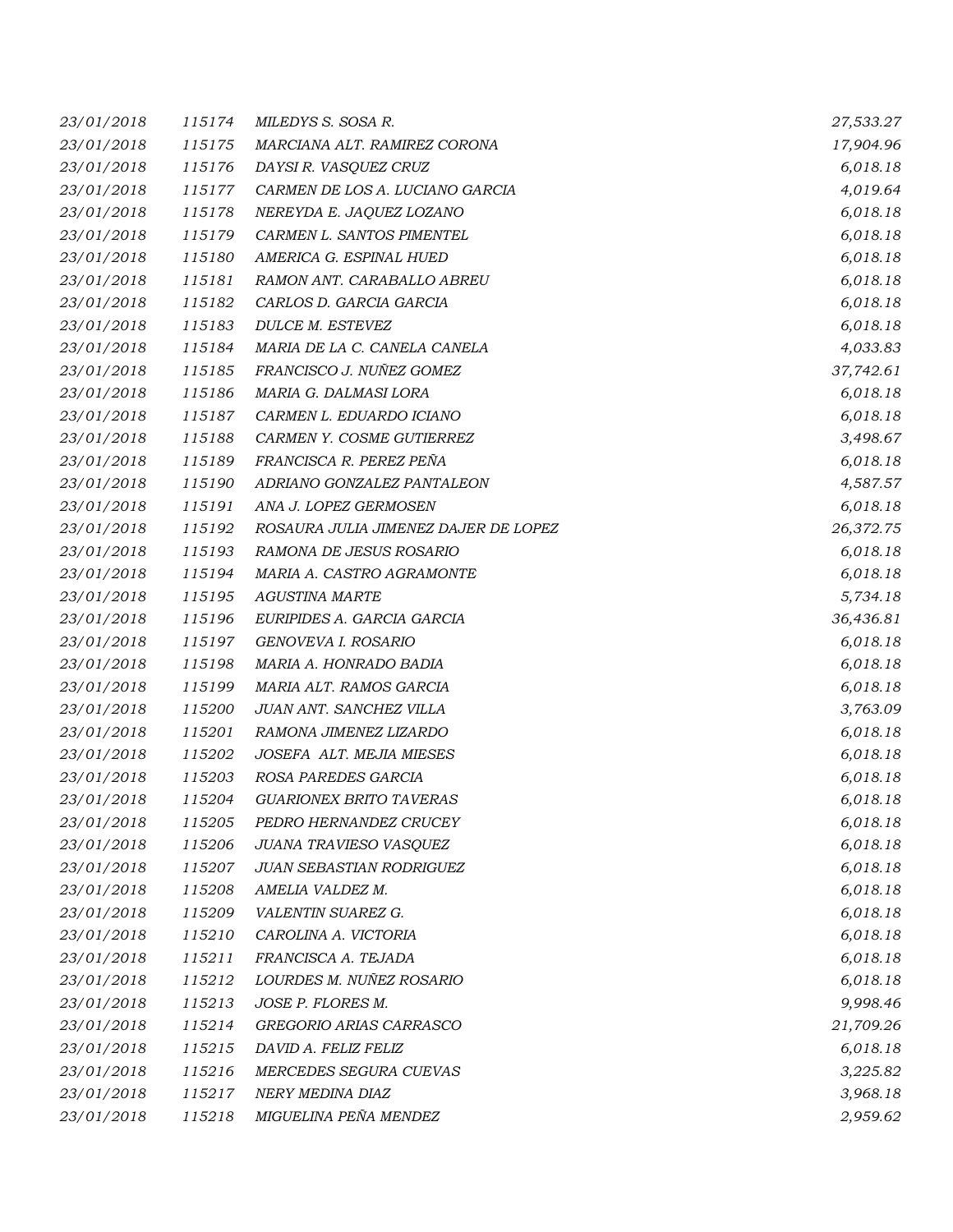| | | | |
|---|---|---|---|
| 23/01/2018 | 115174 | MILEDYS S. SOSA R. | 27,533.27 |
| 23/01/2018 | 115175 | MARCIANA ALT. RAMIREZ CORONA | 17,904.96 |
| 23/01/2018 | 115176 | DAYSI R. VASQUEZ CRUZ | 6,018.18 |
| 23/01/2018 | 115177 | CARMEN DE LOS A. LUCIANO GARCIA | 4,019.64 |
| 23/01/2018 | 115178 | NEREYDA E. JAQUEZ LOZANO | 6,018.18 |
| 23/01/2018 | 115179 | CARMEN L. SANTOS PIMENTEL | 6,018.18 |
| 23/01/2018 | 115180 | AMERICA G. ESPINAL HUED | 6,018.18 |
| 23/01/2018 | 115181 | RAMON ANT. CARABALLO ABREU | 6,018.18 |
| 23/01/2018 | 115182 | CARLOS D. GARCIA GARCIA | 6,018.18 |
| 23/01/2018 | 115183 | DULCE M. ESTEVEZ | 6,018.18 |
| 23/01/2018 | 115184 | MARIA DE LA C. CANELA CANELA | 4,033.83 |
| 23/01/2018 | 115185 | FRANCISCO J. NUÑEZ GOMEZ | 37,742.61 |
| 23/01/2018 | 115186 | MARIA G. DALMASI LORA | 6,018.18 |
| 23/01/2018 | 115187 | CARMEN L. EDUARDO ICIANO | 6,018.18 |
| 23/01/2018 | 115188 | CARMEN Y. COSME GUTIERREZ | 3,498.67 |
| 23/01/2018 | 115189 | FRANCISCA R. PEREZ PEÑA | 6,018.18 |
| 23/01/2018 | 115190 | ADRIANO GONZALEZ PANTALEON | 4,587.57 |
| 23/01/2018 | 115191 | ANA J. LOPEZ GERMOSEN | 6,018.18 |
| 23/01/2018 | 115192 | ROSAURA JULIA JIMENEZ DAJER DE LOPEZ | 26,372.75 |
| 23/01/2018 | 115193 | RAMONA DE JESUS ROSARIO | 6,018.18 |
| 23/01/2018 | 115194 | MARIA A. CASTRO AGRAMONTE | 6,018.18 |
| 23/01/2018 | 115195 | AGUSTINA MARTE | 5,734.18 |
| 23/01/2018 | 115196 | EURIPIDES A. GARCIA GARCIA | 36,436.81 |
| 23/01/2018 | 115197 | GENOVEVA I. ROSARIO | 6,018.18 |
| 23/01/2018 | 115198 | MARIA A. HONRADO BADIA | 6,018.18 |
| 23/01/2018 | 115199 | MARIA ALT. RAMOS GARCIA | 6,018.18 |
| 23/01/2018 | 115200 | JUAN ANT. SANCHEZ VILLA | 3,763.09 |
| 23/01/2018 | 115201 | RAMONA JIMENEZ LIZARDO | 6,018.18 |
| 23/01/2018 | 115202 | JOSEFA ALT. MEJIA MIESES | 6,018.18 |
| 23/01/2018 | 115203 | ROSA PAREDES GARCIA | 6,018.18 |
| 23/01/2018 | 115204 | GUARIONEX BRITO TAVERAS | 6,018.18 |
| 23/01/2018 | 115205 | PEDRO HERNANDEZ CRUCEY | 6,018.18 |
| 23/01/2018 | 115206 | JUANA TRAVIESO VASQUEZ | 6,018.18 |
| 23/01/2018 | 115207 | JUAN SEBASTIAN RODRIGUEZ | 6,018.18 |
| 23/01/2018 | 115208 | AMELIA VALDEZ M. | 6,018.18 |
| 23/01/2018 | 115209 | VALENTIN SUAREZ G. | 6,018.18 |
| 23/01/2018 | 115210 | CAROLINA A. VICTORIA | 6,018.18 |
| 23/01/2018 | 115211 | FRANCISCA A. TEJADA | 6,018.18 |
| 23/01/2018 | 115212 | LOURDES M. NUÑEZ ROSARIO | 6,018.18 |
| 23/01/2018 | 115213 | JOSE P. FLORES M. | 9,998.46 |
| 23/01/2018 | 115214 | GREGORIO ARIAS CARRASCO | 21,709.26 |
| 23/01/2018 | 115215 | DAVID A. FELIZ FELIZ | 6,018.18 |
| 23/01/2018 | 115216 | MERCEDES SEGURA CUEVAS | 3,225.82 |
| 23/01/2018 | 115217 | NERY MEDINA DIAZ | 3,968.18 |
| 23/01/2018 | 115218 | MIGUELINA PEÑA MENDEZ | 2,959.62 |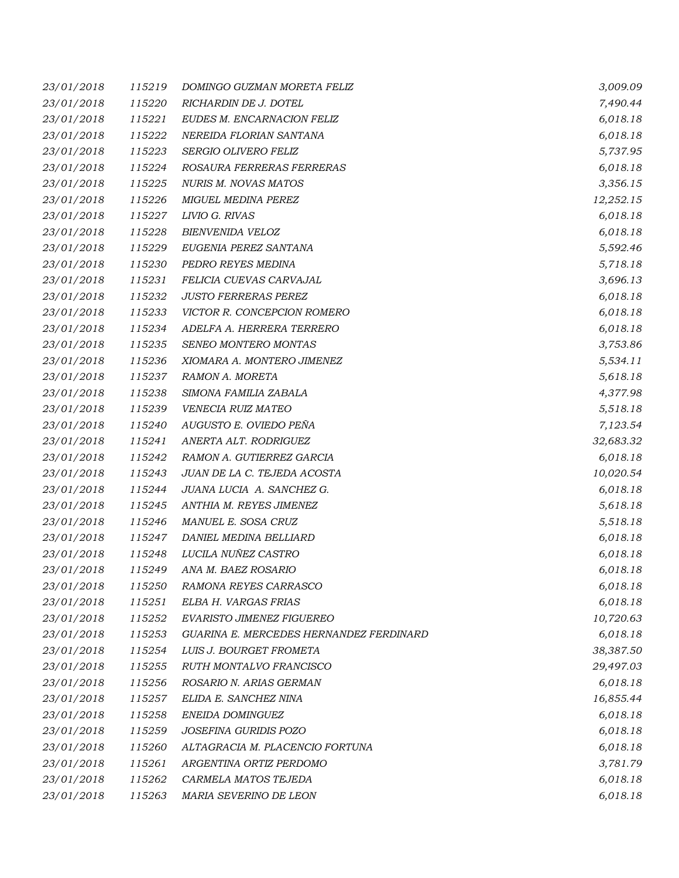| | | | |
|---|---|---|---|
| *23/01/2018* | *115219* | *DOMINGO GUZMAN MORETA FELIZ* | *3,009.09* |
| *23/01/2018* | *115220* | *RICHARDIN DE J. DOTEL* | *7,490.44* |
| *23/01/2018* | *115221* | *EUDES M. ENCARNACION FELIZ* | *6,018.18* |
| *23/01/2018* | *115222* | *NEREIDA FLORIAN SANTANA* | *6,018.18* |
| *23/01/2018* | *115223* | *SERGIO OLIVERO FELIZ* | *5,737.95* |
| *23/01/2018* | *115224* | *ROSAURA FERRERAS FERRERAS* | *6,018.18* |
| *23/01/2018* | *115225* | *NURIS M. NOVAS MATOS* | *3,356.15* |
| *23/01/2018* | *115226* | *MIGUEL MEDINA PEREZ* | *12,252.15* |
| *23/01/2018* | *115227* | *LIVIO G. RIVAS* | *6,018.18* |
| *23/01/2018* | *115228* | *BIENVENIDA VELOZ* | *6,018.18* |
| *23/01/2018* | *115229* | *EUGENIA PEREZ SANTANA* | *5,592.46* |
| *23/01/2018* | *115230* | *PEDRO REYES MEDINA* | *5,718.18* |
| *23/01/2018* | *115231* | *FELICIA CUEVAS CARVAJAL* | *3,696.13* |
| *23/01/2018* | *115232* | *JUSTO FERRERAS PEREZ* | *6,018.18* |
| *23/01/2018* | *115233* | *VICTOR R. CONCEPCION ROMERO* | *6,018.18* |
| *23/01/2018* | *115234* | *ADELFA A. HERRERA TERRERO* | *6,018.18* |
| *23/01/2018* | *115235* | *SENEO MONTERO MONTAS* | *3,753.86* |
| *23/01/2018* | *115236* | *XIOMARA A. MONTERO JIMENEZ* | *5,534.11* |
| *23/01/2018* | *115237* | *RAMON A. MORETA* | *5,618.18* |
| *23/01/2018* | *115238* | *SIMONA FAMILIA ZABALA* | *4,377.98* |
| *23/01/2018* | *115239* | *VENECIA RUIZ MATEO* | *5,518.18* |
| *23/01/2018* | *115240* | *AUGUSTO E. OVIEDO PEÑA* | *7,123.54* |
| *23/01/2018* | *115241* | *ANERTA ALT. RODRIGUEZ* | *32,683.32* |
| *23/01/2018* | *115242* | *RAMON A. GUTIERREZ GARCIA* | *6,018.18* |
| *23/01/2018* | *115243* | *JUAN DE LA C. TEJEDA ACOSTA* | *10,020.54* |
| *23/01/2018* | *115244* | *JUANA LUCIA A. SANCHEZ G.* | *6,018.18* |
| *23/01/2018* | *115245* | *ANTHIA M. REYES JIMENEZ* | *5,618.18* |
| *23/01/2018* | *115246* | *MANUEL E. SOSA CRUZ* | *5,518.18* |
| *23/01/2018* | *115247* | *DANIEL MEDINA BELLIARD* | *6,018.18* |
| *23/01/2018* | *115248* | *LUCILA NUÑEZ CASTRO* | *6,018.18* |
| *23/01/2018* | *115249* | *ANA M. BAEZ ROSARIO* | *6,018.18* |
| *23/01/2018* | *115250* | *RAMONA REYES CARRASCO* | *6,018.18* |
| *23/01/2018* | *115251* | *ELBA H. VARGAS FRIAS* | *6,018.18* |
| *23/01/2018* | *115252* | *EVARISTO JIMENEZ FIGUEREO* | *10,720.63* |
| *23/01/2018* | *115253* | *GUARINA E. MERCEDES HERNANDEZ FERDINARD* | *6,018.18* |
| *23/01/2018* | *115254* | *LUIS J. BOURGET FROMETA* | *38,387.50* |
| *23/01/2018* | *115255* | *RUTH MONTALVO FRANCISCO* | *29,497.03* |
| *23/01/2018* | *115256* | *ROSARIO N. ARIAS GERMAN* | *6,018.18* |
| *23/01/2018* | *115257* | *ELIDA E. SANCHEZ NINA* | *16,855.44* |
| *23/01/2018* | *115258* | *ENEIDA DOMINGUEZ* | *6,018.18* |
| *23/01/2018* | *115259* | *JOSEFINA GURIDIS POZO* | *6,018.18* |
| *23/01/2018* | *115260* | *ALTAGRACIA M. PLACENCIO FORTUNA* | *6,018.18* |
| *23/01/2018* | *115261* | *ARGENTINA ORTIZ PERDOMO* | *3,781.79* |
| *23/01/2018* | *115262* | *CARMELA MATOS TEJEDA* | *6,018.18* |
| *23/01/2018* | *115263* | *MARIA SEVERINO DE LEON* | *6,018.18* |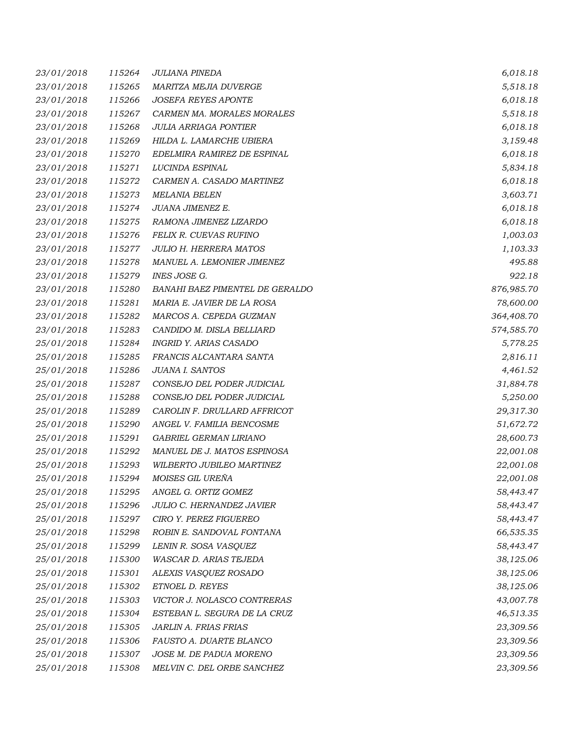| | | | |
|---|---|---|---|
| 23/01/2018 | 115264 | JULIANA PINEDA | 6,018.18 |
| 23/01/2018 | 115265 | MARITZA MEJIA DUVERGE | 5,518.18 |
| 23/01/2018 | 115266 | JOSEFA REYES APONTE | 6,018.18 |
| 23/01/2018 | 115267 | CARMEN MA. MORALES MORALES | 5,518.18 |
| 23/01/2018 | 115268 | JULIA ARRIAGA PONTIER | 6,018.18 |
| 23/01/2018 | 115269 | HILDA L. LAMARCHE UBIERA | 3,159.48 |
| 23/01/2018 | 115270 | EDELMIRA RAMIREZ DE ESPINAL | 6,018.18 |
| 23/01/2018 | 115271 | LUCINDA ESPINAL | 5,834.18 |
| 23/01/2018 | 115272 | CARMEN A. CASADO MARTINEZ | 6,018.18 |
| 23/01/2018 | 115273 | MELANIA BELEN | 3,603.71 |
| 23/01/2018 | 115274 | JUANA JIMENEZ E. | 6,018.18 |
| 23/01/2018 | 115275 | RAMONA JIMENEZ LIZARDO | 6,018.18 |
| 23/01/2018 | 115276 | FELIX R. CUEVAS RUFINO | 1,003.03 |
| 23/01/2018 | 115277 | JULIO H. HERRERA MATOS | 1,103.33 |
| 23/01/2018 | 115278 | MANUEL A. LEMONIER JIMENEZ | 495.88 |
| 23/01/2018 | 115279 | INES JOSE G. | 922.18 |
| 23/01/2018 | 115280 | BANAHI BAEZ PIMENTEL DE GERALDO | 876,985.70 |
| 23/01/2018 | 115281 | MARIA E. JAVIER DE LA ROSA | 78,600.00 |
| 23/01/2018 | 115282 | MARCOS A. CEPEDA GUZMAN | 364,408.70 |
| 23/01/2018 | 115283 | CANDIDO M. DISLA BELLIARD | 574,585.70 |
| 25/01/2018 | 115284 | INGRID Y. ARIAS CASADO | 5,778.25 |
| 25/01/2018 | 115285 | FRANCIS ALCANTARA SANTA | 2,816.11 |
| 25/01/2018 | 115286 | JUANA I. SANTOS | 4,461.52 |
| 25/01/2018 | 115287 | CONSEJO DEL PODER JUDICIAL | 31,884.78 |
| 25/01/2018 | 115288 | CONSEJO DEL PODER JUDICIAL | 5,250.00 |
| 25/01/2018 | 115289 | CAROLIN F. DRULLARD AFFRICOT | 29,317.30 |
| 25/01/2018 | 115290 | ANGEL V. FAMILIA BENCOSME | 51,672.72 |
| 25/01/2018 | 115291 | GABRIEL GERMAN LIRIANO | 28,600.73 |
| 25/01/2018 | 115292 | MANUEL DE J. MATOS ESPINOSA | 22,001.08 |
| 25/01/2018 | 115293 | WILBERTO JUBILEO MARTINEZ | 22,001.08 |
| 25/01/2018 | 115294 | MOISES GIL UREÑA | 22,001.08 |
| 25/01/2018 | 115295 | ANGEL G. ORTIZ GOMEZ | 58,443.47 |
| 25/01/2018 | 115296 | JULIO C. HERNANDEZ JAVIER | 58,443.47 |
| 25/01/2018 | 115297 | CIRO Y. PEREZ FIGUEREO | 58,443.47 |
| 25/01/2018 | 115298 | ROBIN E. SANDOVAL FONTANA | 66,535.35 |
| 25/01/2018 | 115299 | LENIN R. SOSA VASQUEZ | 58,443.47 |
| 25/01/2018 | 115300 | WASCAR D. ARIAS TEJEDA | 38,125.06 |
| 25/01/2018 | 115301 | ALEXIS VASQUEZ ROSADO | 38,125.06 |
| 25/01/2018 | 115302 | ETNOEL D. REYES | 38,125.06 |
| 25/01/2018 | 115303 | VICTOR J. NOLASCO CONTRERAS | 43,007.78 |
| 25/01/2018 | 115304 | ESTEBAN L. SEGURA DE LA CRUZ | 46,513.35 |
| 25/01/2018 | 115305 | JARLIN A. FRIAS FRIAS | 23,309.56 |
| 25/01/2018 | 115306 | FAUSTO A. DUARTE BLANCO | 23,309.56 |
| 25/01/2018 | 115307 | JOSE M. DE PADUA MORENO | 23,309.56 |
| 25/01/2018 | 115308 | MELVIN C. DEL ORBE SANCHEZ | 23,309.56 |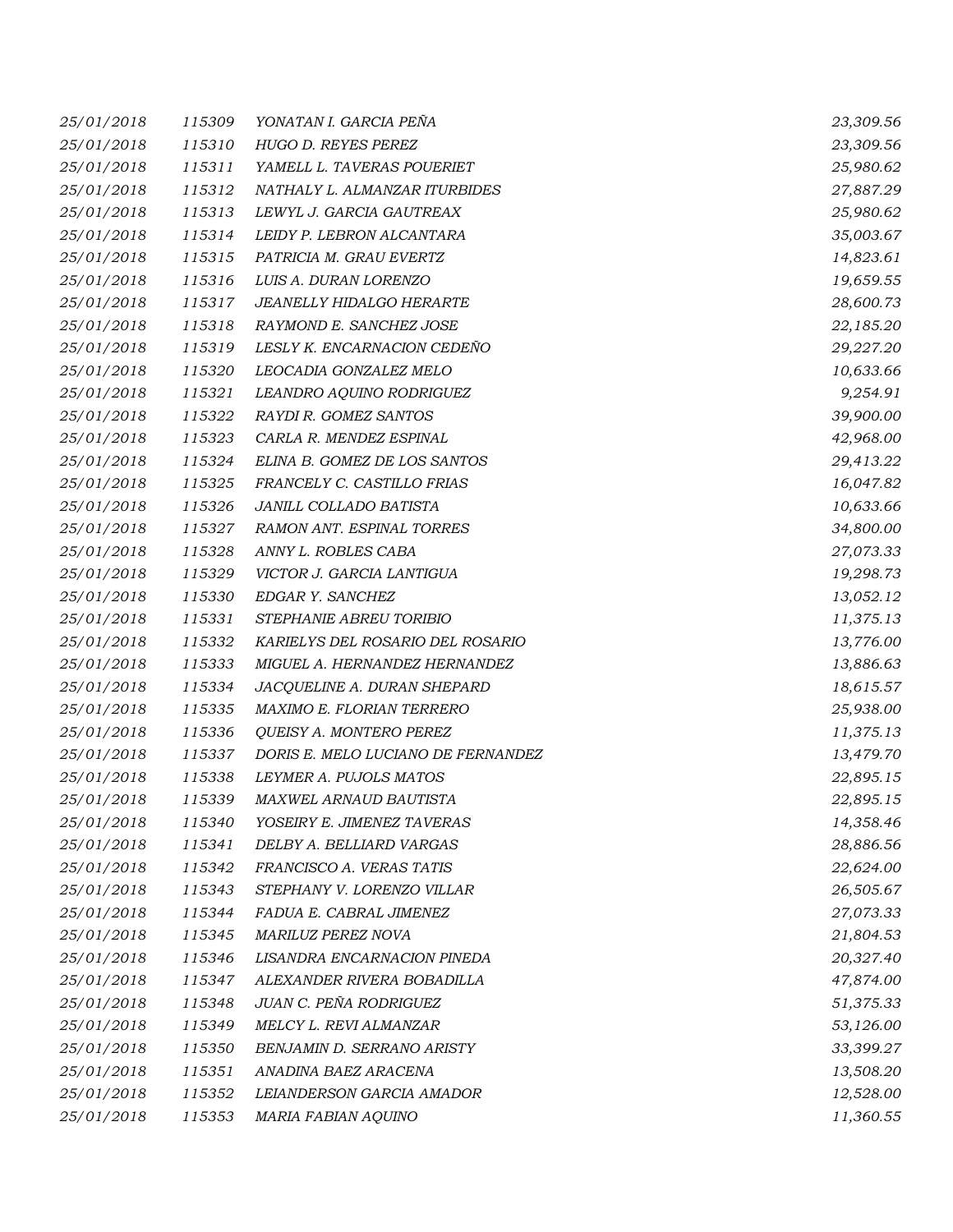| | | | |
|---|---|---|---|
| 25/01/2018 | 115309 | YONATAN I. GARCIA PEÑA | 23,309.56 |
| 25/01/2018 | 115310 | HUGO D. REYES PEREZ | 23,309.56 |
| 25/01/2018 | 115311 | YAMELL L. TAVERAS POUERIET | 25,980.62 |
| 25/01/2018 | 115312 | NATHALY L. ALMANZAR ITURBIDES | 27,887.29 |
| 25/01/2018 | 115313 | LEWYL J. GARCIA GAUTREAX | 25,980.62 |
| 25/01/2018 | 115314 | LEIDY P. LEBRON ALCANTARA | 35,003.67 |
| 25/01/2018 | 115315 | PATRICIA M. GRAU EVERTZ | 14,823.61 |
| 25/01/2018 | 115316 | LUIS A. DURAN LORENZO | 19,659.55 |
| 25/01/2018 | 115317 | JEANELLY HIDALGO HERARTE | 28,600.73 |
| 25/01/2018 | 115318 | RAYMOND E. SANCHEZ JOSE | 22,185.20 |
| 25/01/2018 | 115319 | LESLY K. ENCARNACION CEDEÑO | 29,227.20 |
| 25/01/2018 | 115320 | LEOCADIA GONZALEZ MELO | 10,633.66 |
| 25/01/2018 | 115321 | LEANDRO AQUINO RODRIGUEZ | 9,254.91 |
| 25/01/2018 | 115322 | RAYDI R. GOMEZ SANTOS | 39,900.00 |
| 25/01/2018 | 115323 | CARLA R. MENDEZ ESPINAL | 42,968.00 |
| 25/01/2018 | 115324 | ELINA B. GOMEZ DE LOS SANTOS | 29,413.22 |
| 25/01/2018 | 115325 | FRANCELY C. CASTILLO FRIAS | 16,047.82 |
| 25/01/2018 | 115326 | JANILL COLLADO BATISTA | 10,633.66 |
| 25/01/2018 | 115327 | RAMON ANT. ESPINAL TORRES | 34,800.00 |
| 25/01/2018 | 115328 | ANNY L. ROBLES CABA | 27,073.33 |
| 25/01/2018 | 115329 | VICTOR J. GARCIA LANTIGUA | 19,298.73 |
| 25/01/2018 | 115330 | EDGAR Y. SANCHEZ | 13,052.12 |
| 25/01/2018 | 115331 | STEPHANIE ABREU TORIBIO | 11,375.13 |
| 25/01/2018 | 115332 | KARIELYS DEL ROSARIO DEL ROSARIO | 13,776.00 |
| 25/01/2018 | 115333 | MIGUEL A. HERNANDEZ HERNANDEZ | 13,886.63 |
| 25/01/2018 | 115334 | JACQUELINE A. DURAN SHEPARD | 18,615.57 |
| 25/01/2018 | 115335 | MAXIMO E. FLORIAN TERRERO | 25,938.00 |
| 25/01/2018 | 115336 | QUEISY A. MONTERO PEREZ | 11,375.13 |
| 25/01/2018 | 115337 | DORIS E. MELO LUCIANO DE FERNANDEZ | 13,479.70 |
| 25/01/2018 | 115338 | LEYMER A. PUJOLS MATOS | 22,895.15 |
| 25/01/2018 | 115339 | MAXWEL ARNAUD BAUTISTA | 22,895.15 |
| 25/01/2018 | 115340 | YOSEIRY E. JIMENEZ TAVERAS | 14,358.46 |
| 25/01/2018 | 115341 | DELBY A. BELLIARD VARGAS | 28,886.56 |
| 25/01/2018 | 115342 | FRANCISCO A. VERAS TATIS | 22,624.00 |
| 25/01/2018 | 115343 | STEPHANY V. LORENZO VILLAR | 26,505.67 |
| 25/01/2018 | 115344 | FADUA E. CABRAL JIMENEZ | 27,073.33 |
| 25/01/2018 | 115345 | MARILUZ PEREZ NOVA | 21,804.53 |
| 25/01/2018 | 115346 | LISANDRA ENCARNACION PINEDA | 20,327.40 |
| 25/01/2018 | 115347 | ALEXANDER RIVERA BOBADILLA | 47,874.00 |
| 25/01/2018 | 115348 | JUAN C. PEÑA RODRIGUEZ | 51,375.33 |
| 25/01/2018 | 115349 | MELCY L. REVI ALMANZAR | 53,126.00 |
| 25/01/2018 | 115350 | BENJAMIN D. SERRANO ARISTY | 33,399.27 |
| 25/01/2018 | 115351 | ANADINA BAEZ ARACENA | 13,508.20 |
| 25/01/2018 | 115352 | LEIANDERSON GARCIA AMADOR | 12,528.00 |
| 25/01/2018 | 115353 | MARIA FABIAN AQUINO | 11,360.55 |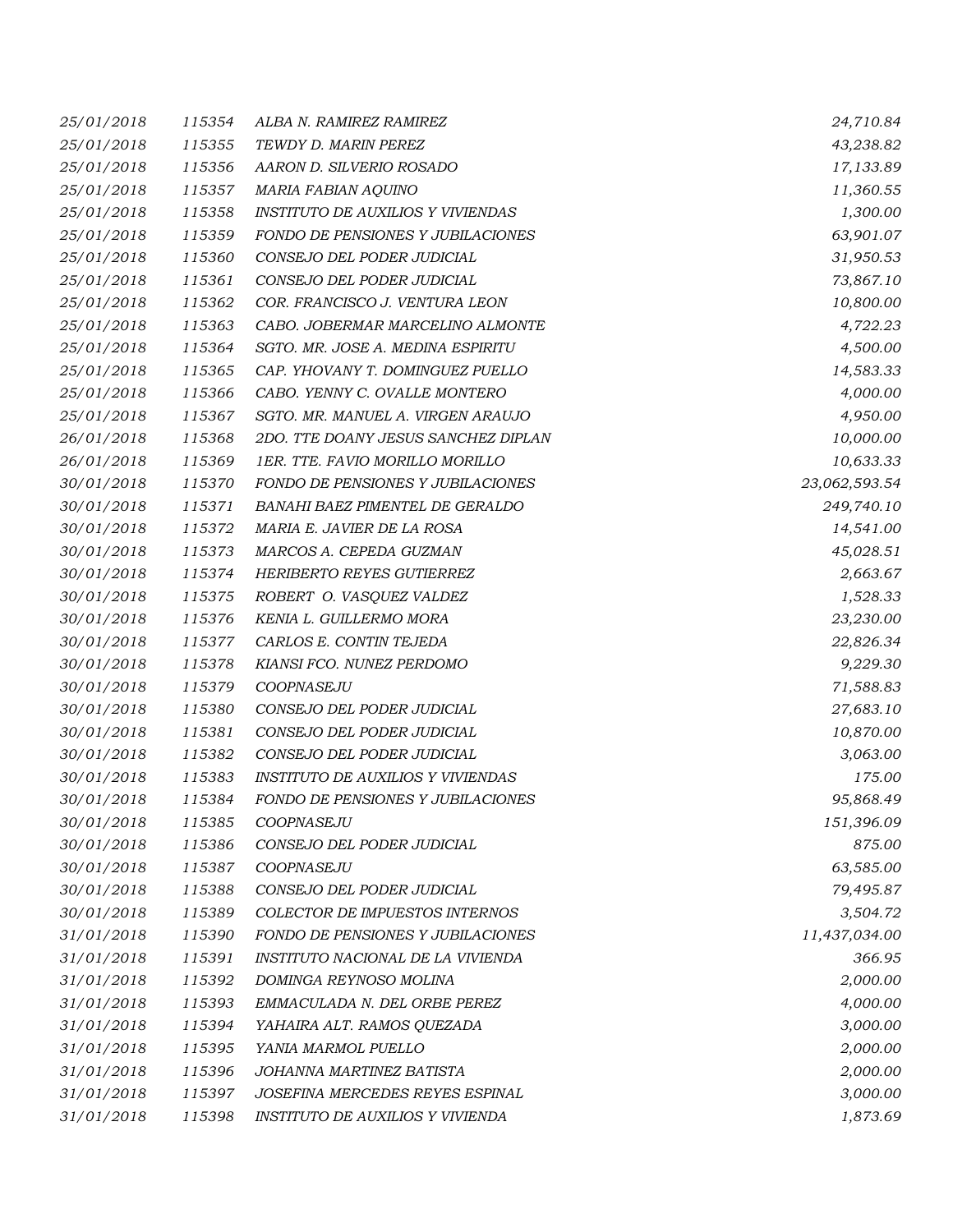| | | | |
|---|---|---|---|
| 25/01/2018 | 115354 | ALBA N. RAMIREZ RAMIREZ | 24,710.84 |
| 25/01/2018 | 115355 | TEWDY D. MARIN PEREZ | 43,238.82 |
| 25/01/2018 | 115356 | AARON D. SILVERIO ROSADO | 17,133.89 |
| 25/01/2018 | 115357 | MARIA FABIAN AQUINO | 11,360.55 |
| 25/01/2018 | 115358 | INSTITUTO DE AUXILIOS Y VIVIENDAS | 1,300.00 |
| 25/01/2018 | 115359 | FONDO DE PENSIONES Y JUBILACIONES | 63,901.07 |
| 25/01/2018 | 115360 | CONSEJO DEL PODER JUDICIAL | 31,950.53 |
| 25/01/2018 | 115361 | CONSEJO DEL PODER JUDICIAL | 73,867.10 |
| 25/01/2018 | 115362 | COR. FRANCISCO J. VENTURA LEON | 10,800.00 |
| 25/01/2018 | 115363 | CABO. JOBERMAR MARCELINO ALMONTE | 4,722.23 |
| 25/01/2018 | 115364 | SGTO. MR. JOSE A. MEDINA ESPIRITU | 4,500.00 |
| 25/01/2018 | 115365 | CAP. YHOVANY T. DOMINGUEZ PUELLO | 14,583.33 |
| 25/01/2018 | 115366 | CABO. YENNY C. OVALLE MONTERO | 4,000.00 |
| 25/01/2018 | 115367 | SGTO. MR. MANUEL A. VIRGEN ARAUJO | 4,950.00 |
| 26/01/2018 | 115368 | 2DO. TTE DOANY JESUS SANCHEZ DIPLAN | 10,000.00 |
| 26/01/2018 | 115369 | 1ER. TTE. FAVIO MORILLO MORILLO | 10,633.33 |
| 30/01/2018 | 115370 | FONDO DE PENSIONES Y JUBILACIONES | 23,062,593.54 |
| 30/01/2018 | 115371 | BANAHI BAEZ PIMENTEL DE GERALDO | 249,740.10 |
| 30/01/2018 | 115372 | MARIA E. JAVIER DE LA ROSA | 14,541.00 |
| 30/01/2018 | 115373 | MARCOS A. CEPEDA GUZMAN | 45,028.51 |
| 30/01/2018 | 115374 | HERIBERTO REYES GUTIERREZ | 2,663.67 |
| 30/01/2018 | 115375 | ROBERT O. VASQUEZ VALDEZ | 1,528.33 |
| 30/01/2018 | 115376 | KENIA L. GUILLERMO MORA | 23,230.00 |
| 30/01/2018 | 115377 | CARLOS E. CONTIN TEJEDA | 22,826.34 |
| 30/01/2018 | 115378 | KIANSI FCO. NUNEZ PERDOMO | 9,229.30 |
| 30/01/2018 | 115379 | COOPNASEJU | 71,588.83 |
| 30/01/2018 | 115380 | CONSEJO DEL PODER JUDICIAL | 27,683.10 |
| 30/01/2018 | 115381 | CONSEJO DEL PODER JUDICIAL | 10,870.00 |
| 30/01/2018 | 115382 | CONSEJO DEL PODER JUDICIAL | 3,063.00 |
| 30/01/2018 | 115383 | INSTITUTO DE AUXILIOS Y VIVIENDAS | 175.00 |
| 30/01/2018 | 115384 | FONDO DE PENSIONES Y JUBILACIONES | 95,868.49 |
| 30/01/2018 | 115385 | COOPNASEJU | 151,396.09 |
| 30/01/2018 | 115386 | CONSEJO DEL PODER JUDICIAL | 875.00 |
| 30/01/2018 | 115387 | COOPNASEJU | 63,585.00 |
| 30/01/2018 | 115388 | CONSEJO DEL PODER JUDICIAL | 79,495.87 |
| 30/01/2018 | 115389 | COLECTOR DE IMPUESTOS INTERNOS | 3,504.72 |
| 31/01/2018 | 115390 | FONDO DE PENSIONES Y JUBILACIONES | 11,437,034.00 |
| 31/01/2018 | 115391 | INSTITUTO NACIONAL DE LA VIVIENDA | 366.95 |
| 31/01/2018 | 115392 | DOMINGA REYNOSO MOLINA | 2,000.00 |
| 31/01/2018 | 115393 | EMMACULADA N. DEL ORBE PEREZ | 4,000.00 |
| 31/01/2018 | 115394 | YAHAIRA ALT. RAMOS QUEZADA | 3,000.00 |
| 31/01/2018 | 115395 | YANIA MARMOL PUELLO | 2,000.00 |
| 31/01/2018 | 115396 | JOHANNA MARTINEZ BATISTA | 2,000.00 |
| 31/01/2018 | 115397 | JOSEFINA MERCEDES REYES ESPINAL | 3,000.00 |
| 31/01/2018 | 115398 | INSTITUTO DE AUXILIOS Y VIVIENDA | 1,873.69 |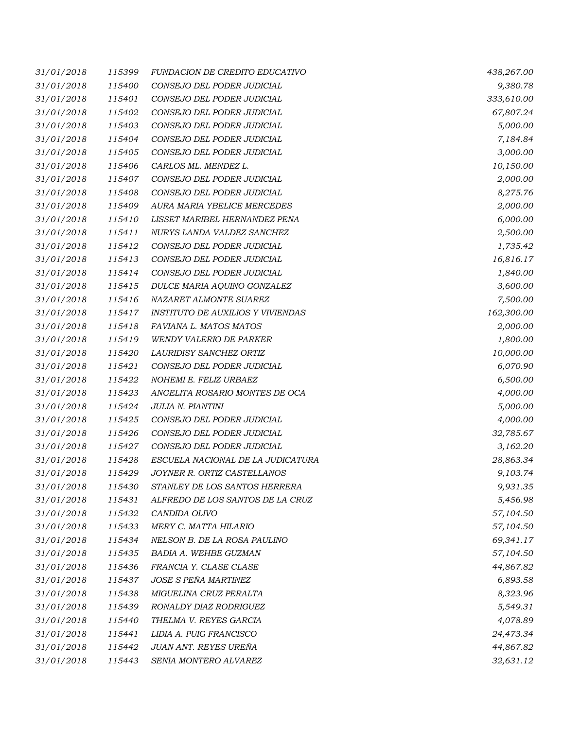| | | | |
|---|---|---|---|
| 31/01/2018 | 115399 | FUNDACION DE CREDITO EDUCATIVO | 438,267.00 |
| 31/01/2018 | 115400 | CONSEJO DEL PODER JUDICIAL | 9,380.78 |
| 31/01/2018 | 115401 | CONSEJO DEL PODER JUDICIAL | 333,610.00 |
| 31/01/2018 | 115402 | CONSEJO DEL PODER JUDICIAL | 67,807.24 |
| 31/01/2018 | 115403 | CONSEJO DEL PODER JUDICIAL | 5,000.00 |
| 31/01/2018 | 115404 | CONSEJO DEL PODER JUDICIAL | 7,184.84 |
| 31/01/2018 | 115405 | CONSEJO DEL PODER JUDICIAL | 3,000.00 |
| 31/01/2018 | 115406 | CARLOS ML. MENDEZ L. | 10,150.00 |
| 31/01/2018 | 115407 | CONSEJO DEL PODER JUDICIAL | 2,000.00 |
| 31/01/2018 | 115408 | CONSEJO DEL PODER JUDICIAL | 8,275.76 |
| 31/01/2018 | 115409 | AURA MARIA YBELICE MERCEDES | 2,000.00 |
| 31/01/2018 | 115410 | LISSET MARIBEL HERNANDEZ PENA | 6,000.00 |
| 31/01/2018 | 115411 | NURYS LANDA VALDEZ SANCHEZ | 2,500.00 |
| 31/01/2018 | 115412 | CONSEJO DEL PODER JUDICIAL | 1,735.42 |
| 31/01/2018 | 115413 | CONSEJO DEL PODER JUDICIAL | 16,816.17 |
| 31/01/2018 | 115414 | CONSEJO DEL PODER JUDICIAL | 1,840.00 |
| 31/01/2018 | 115415 | DULCE MARIA AQUINO GONZALEZ | 3,600.00 |
| 31/01/2018 | 115416 | NAZARET ALMONTE SUAREZ | 7,500.00 |
| 31/01/2018 | 115417 | INSTITUTO DE AUXILIOS Y VIVIENDAS | 162,300.00 |
| 31/01/2018 | 115418 | FAVIANA L. MATOS MATOS | 2,000.00 |
| 31/01/2018 | 115419 | WENDY VALERIO DE PARKER | 1,800.00 |
| 31/01/2018 | 115420 | LAURIDISY SANCHEZ ORTIZ | 10,000.00 |
| 31/01/2018 | 115421 | CONSEJO DEL PODER JUDICIAL | 6,070.90 |
| 31/01/2018 | 115422 | NOHEMI E. FELIZ URBAEZ | 6,500.00 |
| 31/01/2018 | 115423 | ANGELITA ROSARIO MONTES DE OCA | 4,000.00 |
| 31/01/2018 | 115424 | JULIA N. PIANTINI | 5,000.00 |
| 31/01/2018 | 115425 | CONSEJO DEL PODER JUDICIAL | 4,000.00 |
| 31/01/2018 | 115426 | CONSEJO DEL PODER JUDICIAL | 32,785.67 |
| 31/01/2018 | 115427 | CONSEJO DEL PODER JUDICIAL | 3,162.20 |
| 31/01/2018 | 115428 | ESCUELA NACIONAL DE LA JUDICATURA | 28,863.34 |
| 31/01/2018 | 115429 | JOYNER R. ORTIZ CASTELLANOS | 9,103.74 |
| 31/01/2018 | 115430 | STANLEY DE LOS SANTOS HERRERA | 9,931.35 |
| 31/01/2018 | 115431 | ALFREDO DE LOS SANTOS DE LA CRUZ | 5,456.98 |
| 31/01/2018 | 115432 | CANDIDA OLIVO | 57,104.50 |
| 31/01/2018 | 115433 | MERY C. MATTA HILARIO | 57,104.50 |
| 31/01/2018 | 115434 | NELSON B. DE LA ROSA PAULINO | 69,341.17 |
| 31/01/2018 | 115435 | BADIA A. WEHBE GUZMAN | 57,104.50 |
| 31/01/2018 | 115436 | FRANCIA Y. CLASE CLASE | 44,867.82 |
| 31/01/2018 | 115437 | JOSE S PEÑA MARTINEZ | 6,893.58 |
| 31/01/2018 | 115438 | MIGUELINA CRUZ PERALTA | 8,323.96 |
| 31/01/2018 | 115439 | RONALDY DIAZ RODRIGUEZ | 5,549.31 |
| 31/01/2018 | 115440 | THELMA V. REYES GARCIA | 4,078.89 |
| 31/01/2018 | 115441 | LIDIA A. PUIG FRANCISCO | 24,473.34 |
| 31/01/2018 | 115442 | JUAN ANT. REYES UREÑA | 44,867.82 |
| 31/01/2018 | 115443 | SENIA MONTERO ALVAREZ | 32,631.12 |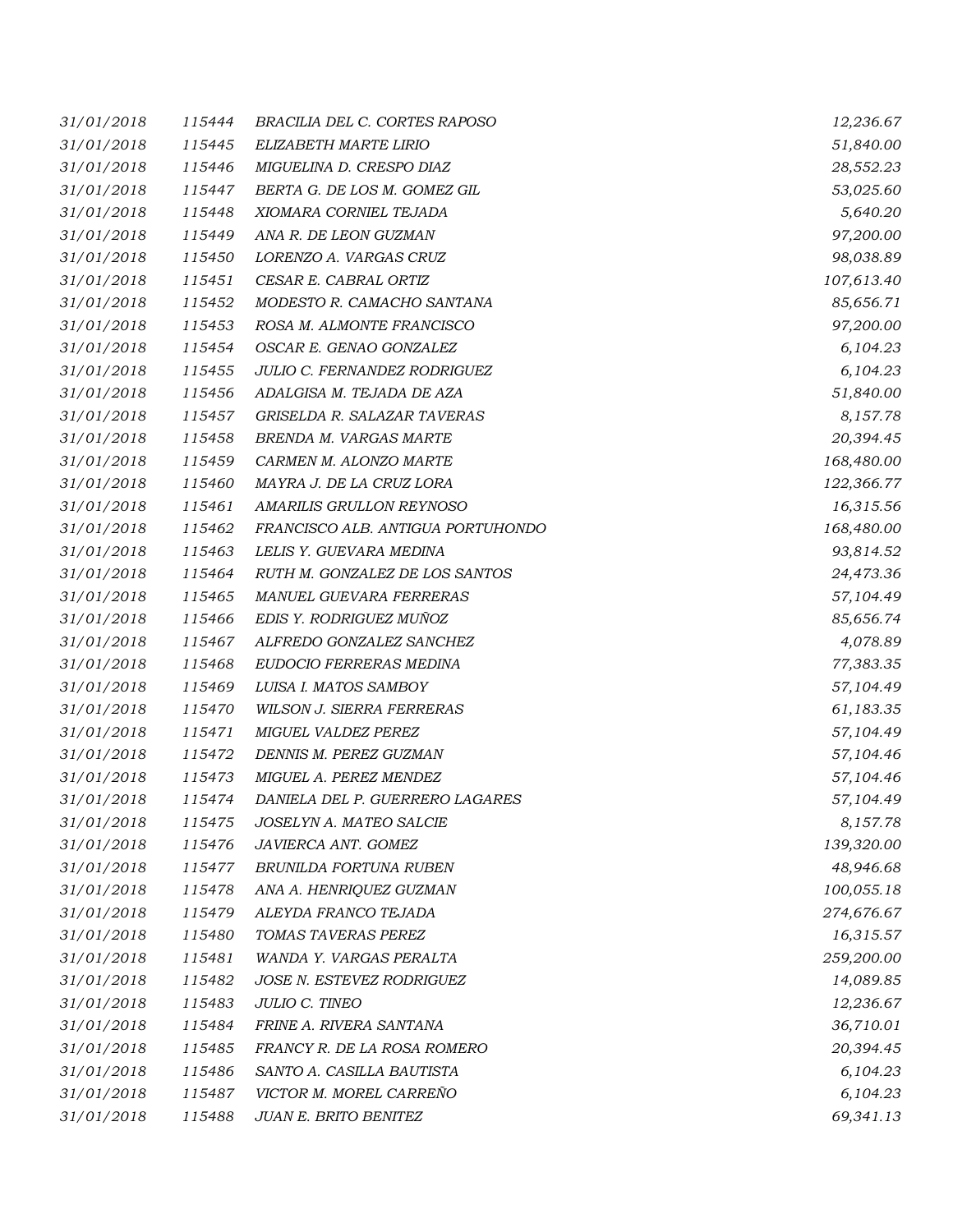| | | | |
|---|---|---|---|
| *31/01/2018* | *115444* | *BRACILIA DEL C. CORTES RAPOSO* | *12,236.67* |
| *31/01/2018* | *115445* | *ELIZABETH MARTE LIRIO* | *51,840.00* |
| *31/01/2018* | *115446* | *MIGUELINA D. CRESPO DIAZ* | *28,552.23* |
| *31/01/2018* | *115447* | *BERTA G. DE LOS M. GOMEZ GIL* | *53,025.60* |
| *31/01/2018* | *115448* | *XIOMARA CORNIEL TEJADA* | *5,640.20* |
| *31/01/2018* | *115449* | *ANA R. DE LEON GUZMAN* | *97,200.00* |
| *31/01/2018* | *115450* | *LORENZO A. VARGAS CRUZ* | *98,038.89* |
| *31/01/2018* | *115451* | *CESAR E. CABRAL ORTIZ* | *107,613.40* |
| *31/01/2018* | *115452* | *MODESTO R. CAMACHO SANTANA* | *85,656.71* |
| *31/01/2018* | *115453* | *ROSA M. ALMONTE FRANCISCO* | *97,200.00* |
| *31/01/2018* | *115454* | *OSCAR E. GENAO GONZALEZ* | *6,104.23* |
| *31/01/2018* | *115455* | *JULIO C. FERNANDEZ RODRIGUEZ* | *6,104.23* |
| *31/01/2018* | *115456* | *ADALGISA M. TEJADA DE AZA* | *51,840.00* |
| *31/01/2018* | *115457* | *GRISELDA R. SALAZAR TAVERAS* | *8,157.78* |
| *31/01/2018* | *115458* | *BRENDA M. VARGAS MARTE* | *20,394.45* |
| *31/01/2018* | *115459* | *CARMEN M. ALONZO MARTE* | *168,480.00* |
| *31/01/2018* | *115460* | *MAYRA J. DE LA CRUZ LORA* | *122,366.77* |
| *31/01/2018* | *115461* | *AMARILIS GRULLON REYNOSO* | *16,315.56* |
| *31/01/2018* | *115462* | *FRANCISCO ALB. ANTIGUA PORTUHONDO* | *168,480.00* |
| *31/01/2018* | *115463* | *LELIS Y. GUEVARA MEDINA* | *93,814.52* |
| *31/01/2018* | *115464* | *RUTH M. GONZALEZ DE LOS SANTOS* | *24,473.36* |
| *31/01/2018* | *115465* | *MANUEL GUEVARA FERRERAS* | *57,104.49* |
| *31/01/2018* | *115466* | *EDIS Y. RODRIGUEZ MUÑOZ* | *85,656.74* |
| *31/01/2018* | *115467* | *ALFREDO GONZALEZ SANCHEZ* | *4,078.89* |
| *31/01/2018* | *115468* | *EUDOCIO FERRERAS MEDINA* | *77,383.35* |
| *31/01/2018* | *115469* | *LUISA I. MATOS SAMBOY* | *57,104.49* |
| *31/01/2018* | *115470* | *WILSON J. SIERRA FERRERAS* | *61,183.35* |
| *31/01/2018* | *115471* | *MIGUEL VALDEZ PEREZ* | *57,104.49* |
| *31/01/2018* | *115472* | *DENNIS M. PEREZ GUZMAN* | *57,104.46* |
| *31/01/2018* | *115473* | *MIGUEL A. PEREZ MENDEZ* | *57,104.46* |
| *31/01/2018* | *115474* | *DANIELA DEL P. GUERRERO LAGARES* | *57,104.49* |
| *31/01/2018* | *115475* | *JOSELYN A. MATEO SALCIE* | *8,157.78* |
| *31/01/2018* | *115476* | *JAVIERCA ANT. GOMEZ* | *139,320.00* |
| *31/01/2018* | *115477* | *BRUNILDA FORTUNA RUBEN* | *48,946.68* |
| *31/01/2018* | *115478* | *ANA A. HENRIQUEZ GUZMAN* | *100,055.18* |
| *31/01/2018* | *115479* | *ALEYDA FRANCO TEJADA* | *274,676.67* |
| *31/01/2018* | *115480* | *TOMAS TAVERAS PEREZ* | *16,315.57* |
| *31/01/2018* | *115481* | *WANDA Y. VARGAS PERALTA* | *259,200.00* |
| *31/01/2018* | *115482* | *JOSE N. ESTEVEZ RODRIGUEZ* | *14,089.85* |
| *31/01/2018* | *115483* | *JULIO C. TINEO* | *12,236.67* |
| *31/01/2018* | *115484* | *FRINE A. RIVERA SANTANA* | *36,710.01* |
| *31/01/2018* | *115485* | *FRANCY R. DE LA ROSA ROMERO* | *20,394.45* |
| *31/01/2018* | *115486* | *SANTO A. CASILLA BAUTISTA* | *6,104.23* |
| *31/01/2018* | *115487* | *VICTOR M. MOREL CARREÑO* | *6,104.23* |
| *31/01/2018* | *115488* | *JUAN E. BRITO BENITEZ* | *69,341.13* |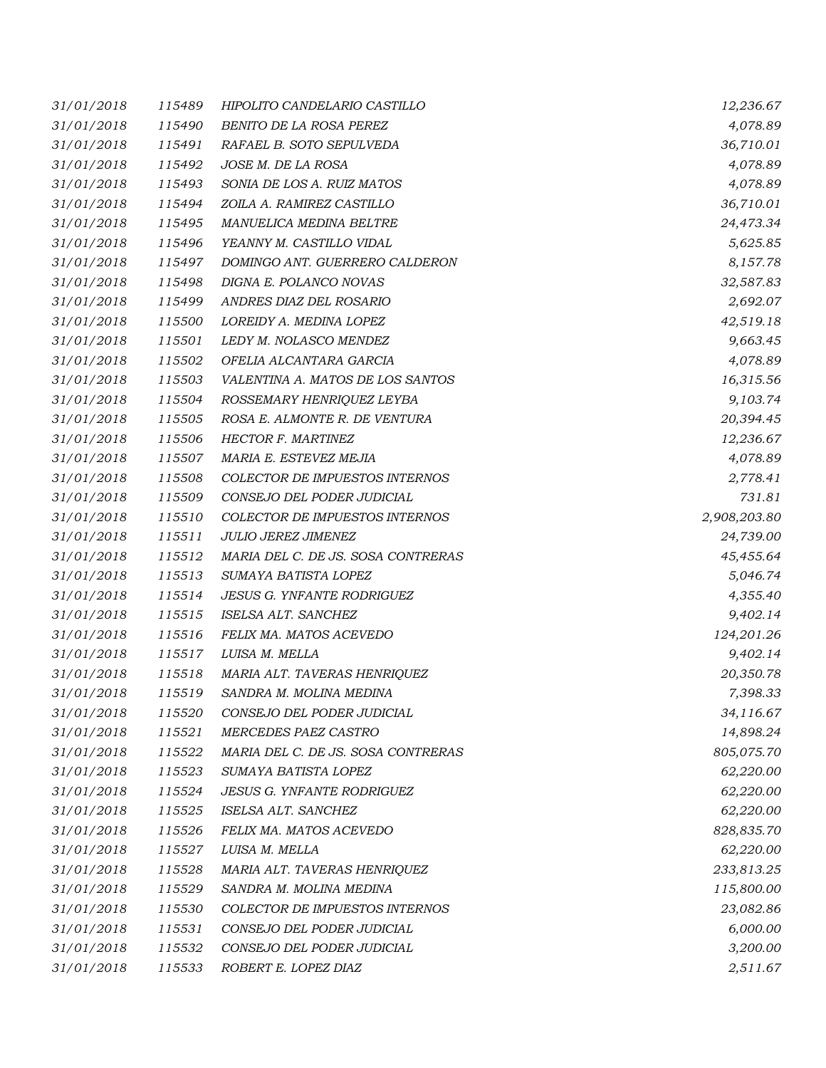| | | | |
|---|---|---|---|
| 31/01/2018 | 115489 | HIPOLITO CANDELARIO CASTILLO | 12,236.67 |
| 31/01/2018 | 115490 | BENITO DE LA ROSA PEREZ | 4,078.89 |
| 31/01/2018 | 115491 | RAFAEL B. SOTO SEPULVEDA | 36,710.01 |
| 31/01/2018 | 115492 | JOSE M. DE LA ROSA | 4,078.89 |
| 31/01/2018 | 115493 | SONIA DE LOS A. RUIZ MATOS | 4,078.89 |
| 31/01/2018 | 115494 | ZOILA A. RAMIREZ CASTILLO | 36,710.01 |
| 31/01/2018 | 115495 | MANUELICA MEDINA BELTRE | 24,473.34 |
| 31/01/2018 | 115496 | YEANNY M. CASTILLO VIDAL | 5,625.85 |
| 31/01/2018 | 115497 | DOMINGO ANT. GUERRERO CALDERON | 8,157.78 |
| 31/01/2018 | 115498 | DIGNA E. POLANCO NOVAS | 32,587.83 |
| 31/01/2018 | 115499 | ANDRES DIAZ DEL ROSARIO | 2,692.07 |
| 31/01/2018 | 115500 | LOREIDY A. MEDINA LOPEZ | 42,519.18 |
| 31/01/2018 | 115501 | LEDY M. NOLASCO MENDEZ | 9,663.45 |
| 31/01/2018 | 115502 | OFELIA ALCANTARA GARCIA | 4,078.89 |
| 31/01/2018 | 115503 | VALENTINA A. MATOS DE LOS SANTOS | 16,315.56 |
| 31/01/2018 | 115504 | ROSSEMARY HENRIQUEZ LEYBA | 9,103.74 |
| 31/01/2018 | 115505 | ROSA E. ALMONTE R. DE VENTURA | 20,394.45 |
| 31/01/2018 | 115506 | HECTOR F. MARTINEZ | 12,236.67 |
| 31/01/2018 | 115507 | MARIA E. ESTEVEZ MEJIA | 4,078.89 |
| 31/01/2018 | 115508 | COLECTOR DE IMPUESTOS INTERNOS | 2,778.41 |
| 31/01/2018 | 115509 | CONSEJO DEL PODER JUDICIAL | 731.81 |
| 31/01/2018 | 115510 | COLECTOR DE IMPUESTOS INTERNOS | 2,908,203.80 |
| 31/01/2018 | 115511 | JULIO JEREZ JIMENEZ | 24,739.00 |
| 31/01/2018 | 115512 | MARIA DEL C. DE JS. SOSA CONTRERAS | 45,455.64 |
| 31/01/2018 | 115513 | SUMAYA BATISTA LOPEZ | 5,046.74 |
| 31/01/2018 | 115514 | JESUS G. YNFANTE RODRIGUEZ | 4,355.40 |
| 31/01/2018 | 115515 | ISELSA ALT. SANCHEZ | 9,402.14 |
| 31/01/2018 | 115516 | FELIX MA. MATOS ACEVEDO | 124,201.26 |
| 31/01/2018 | 115517 | LUISA M. MELLA | 9,402.14 |
| 31/01/2018 | 115518 | MARIA ALT. TAVERAS HENRIQUEZ | 20,350.78 |
| 31/01/2018 | 115519 | SANDRA M. MOLINA MEDINA | 7,398.33 |
| 31/01/2018 | 115520 | CONSEJO DEL PODER JUDICIAL | 34,116.67 |
| 31/01/2018 | 115521 | MERCEDES PAEZ CASTRO | 14,898.24 |
| 31/01/2018 | 115522 | MARIA DEL C. DE JS. SOSA CONTRERAS | 805,075.70 |
| 31/01/2018 | 115523 | SUMAYA BATISTA LOPEZ | 62,220.00 |
| 31/01/2018 | 115524 | JESUS G. YNFANTE RODRIGUEZ | 62,220.00 |
| 31/01/2018 | 115525 | ISELSA ALT. SANCHEZ | 62,220.00 |
| 31/01/2018 | 115526 | FELIX MA. MATOS ACEVEDO | 828,835.70 |
| 31/01/2018 | 115527 | LUISA M. MELLA | 62,220.00 |
| 31/01/2018 | 115528 | MARIA ALT. TAVERAS HENRIQUEZ | 233,813.25 |
| 31/01/2018 | 115529 | SANDRA M. MOLINA MEDINA | 115,800.00 |
| 31/01/2018 | 115530 | COLECTOR DE IMPUESTOS INTERNOS | 23,082.86 |
| 31/01/2018 | 115531 | CONSEJO DEL PODER JUDICIAL | 6,000.00 |
| 31/01/2018 | 115532 | CONSEJO DEL PODER JUDICIAL | 3,200.00 |
| 31/01/2018 | 115533 | ROBERT E. LOPEZ DIAZ | 2,511.67 |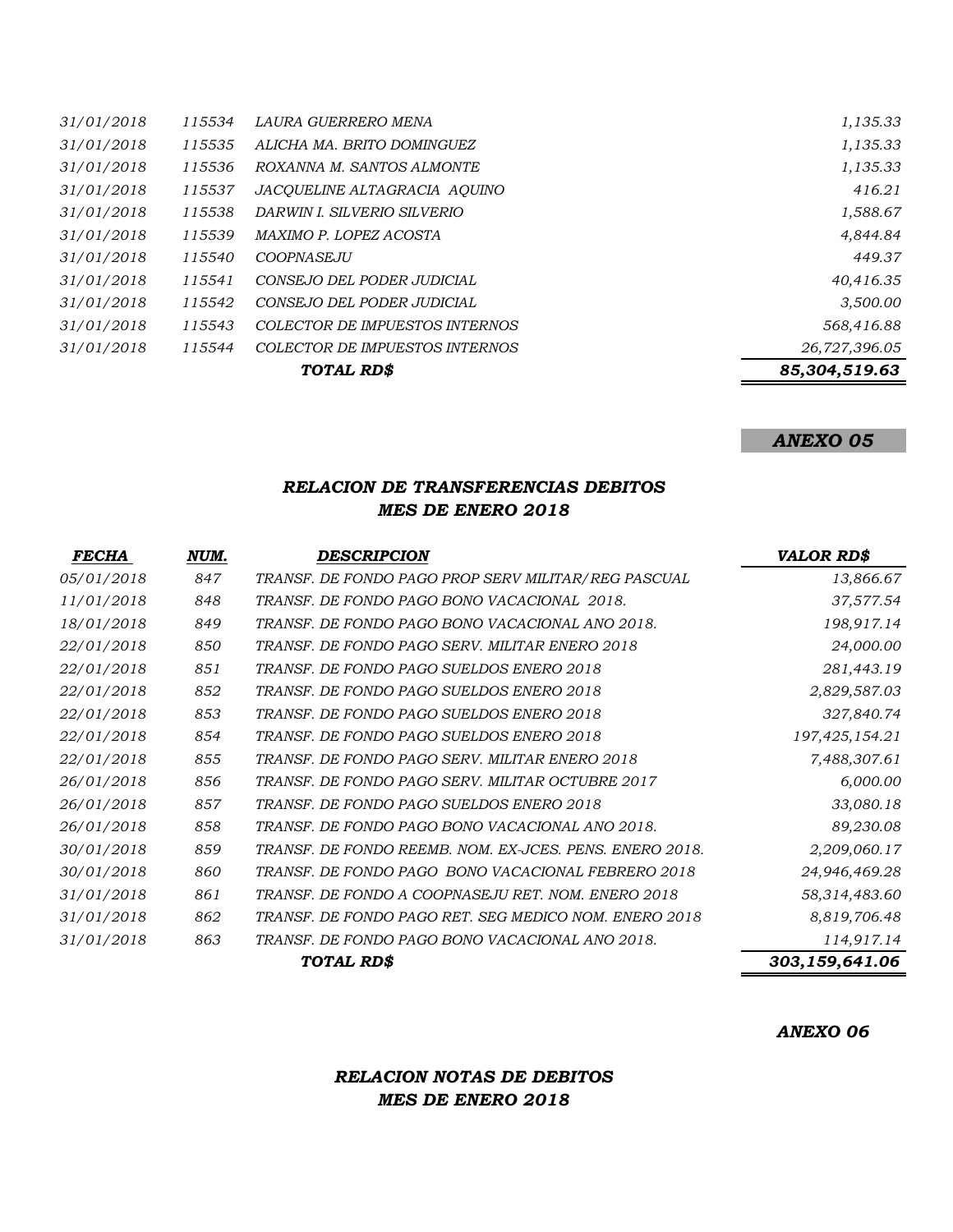| | | | |
|---|---|---|---|
| *31/01/2018* | *115534* | *LAURA GUERRERO MENA* | *1,135.33* |
| *31/01/2018* | *115535* | *ALICHA MA. BRITO DOMINGUEZ* | *1,135.33* |
| *31/01/2018* | *115536* | *ROXANNA M. SANTOS ALMONTE* | *1,135.33* |
| *31/01/2018* | *115537* | *JACQUELINE ALTAGRACIA AQUINO* | *416.21* |
| *31/01/2018* | *115538* | *DARWIN I. SILVERIO SILVERIO* | *1,588.67* |
| *31/01/2018* | *115539* | *MAXIMO P. LOPEZ ACOSTA* | *4,844.84* |
| *31/01/2018* | *115540* | *COOPNASEJU* | *449.37* |
| *31/01/2018* | *115541* | *CONSEJO DEL PODER JUDICIAL* | *40,416.35* |
| *31/01/2018* | *115542* | *CONSEJO DEL PODER JUDICIAL* | *3,500.00* |
| *31/01/2018* | *115543* | *COLECTOR DE IMPUESTOS INTERNOS* | *568,416.88* |
| *31/01/2018* | *115544* | *COLECTOR DE IMPUESTOS INTERNOS* | *26,727,396.05* |
| | | ***TOTAL RD$*** | ***85,304,519.63*** |

***ANEXO 05***

## *RELACION DE TRANSFERENCIAS DEBITOS*
## *MES DE ENERO 2018*

| *FECHA* | *NUM.* | *DESCRIPCION* | *VALOR RD$* |
|---|---|---|---|
| *05/01/2018* | *847* | *TRANSF. DE FONDO PAGO PROP SERV MILITAR/REG PASCUAL* | *13,866.67* |
| *11/01/2018* | *848* | *TRANSF. DE FONDO PAGO BONO VACACIONAL 2018.* | *37,577.54* |
| *18/01/2018* | *849* | *TRANSF. DE FONDO PAGO BONO VACACIONAL ANO 2018.* | *198,917.14* |
| *22/01/2018* | *850* | *TRANSF. DE FONDO PAGO SERV. MILITAR ENERO 2018* | *24,000.00* |
| *22/01/2018* | *851* | *TRANSF. DE FONDO PAGO SUELDOS ENERO 2018* | *281,443.19* |
| *22/01/2018* | *852* | *TRANSF. DE FONDO PAGO SUELDOS ENERO 2018* | *2,829,587.03* |
| *22/01/2018* | *853* | *TRANSF. DE FONDO PAGO SUELDOS ENERO 2018* | *327,840.74* |
| *22/01/2018* | *854* | *TRANSF. DE FONDO PAGO SUELDOS ENERO 2018* | *197,425,154.21* |
| *22/01/2018* | *855* | *TRANSF. DE FONDO PAGO SERV. MILITAR ENERO 2018* | *7,488,307.61* |
| *26/01/2018* | *856* | *TRANSF. DE FONDO PAGO SERV. MILITAR OCTUBRE 2017* | *6,000.00* |
| *26/01/2018* | *857* | *TRANSF. DE FONDO PAGO SUELDOS ENERO 2018* | *33,080.18* |
| *26/01/2018* | *858* | *TRANSF. DE FONDO PAGO BONO VACACIONAL ANO 2018.* | *89,230.08* |
| *30/01/2018* | *859* | *TRANSF. DE FONDO REEMB. NOM. EX-JCES. PENS. ENERO 2018.* | *2,209,060.17* |
| *30/01/2018* | *860* | *TRANSF. DE FONDO PAGO BONO VACACIONAL FEBRERO 2018* | *24,946,469.28* |
| *31/01/2018* | *861* | *TRANSF. DE FONDO A COOPNASEJU RET. NOM. ENERO 2018* | *58,314,483.60* |
| *31/01/2018* | *862* | *TRANSF. DE FONDO PAGO RET. SEG MEDICO NOM. ENERO 2018* | *8,819,706.48* |
| *31/01/2018* | *863* | *TRANSF. DE FONDO PAGO BONO VACACIONAL ANO 2018.* | *114,917.14* |
| | | ***TOTAL RD$*** | ***303,159,641.06*** |

***ANEXO 06***

## *RELACION NOTAS DE DEBITOS*
## *MES DE ENERO 2018*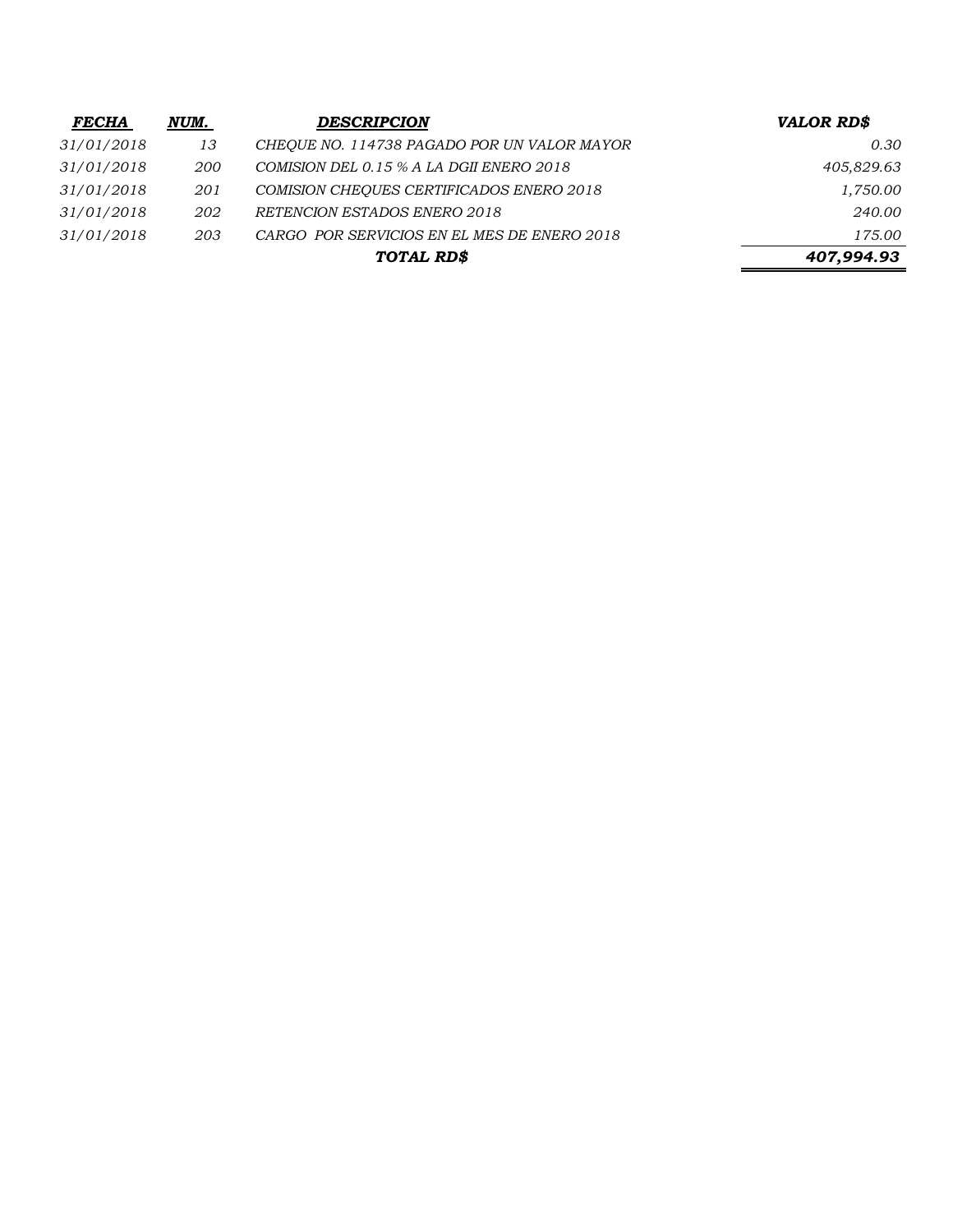| ***FECHA*** | ***NUM.*** | ***DESCRIPCION*** | ***VALOR RD$*** |
|---|---|---|---|
| *31/01/2018* | *13* | *CHEQUE NO. 114738 PAGADO POR UN VALOR MAYOR* | *0.30* |
| *31/01/2018* | *200* | *COMISION DEL 0.15 % A LA DGII ENERO 2018* | *405,829.63* |
| *31/01/2018* | *201* | *COMISION CHEQUES CERTIFICADOS ENERO 2018* | *1,750.00* |
| *31/01/2018* | *202* | *RETENCION ESTADOS ENERO 2018* | *240.00* |
| *31/01/2018* | *203* | *CARGO POR SERVICIOS EN EL MES DE ENERO 2018* | *175.00* |
| | | ***TOTAL RD$*** | ***407,994.93*** |